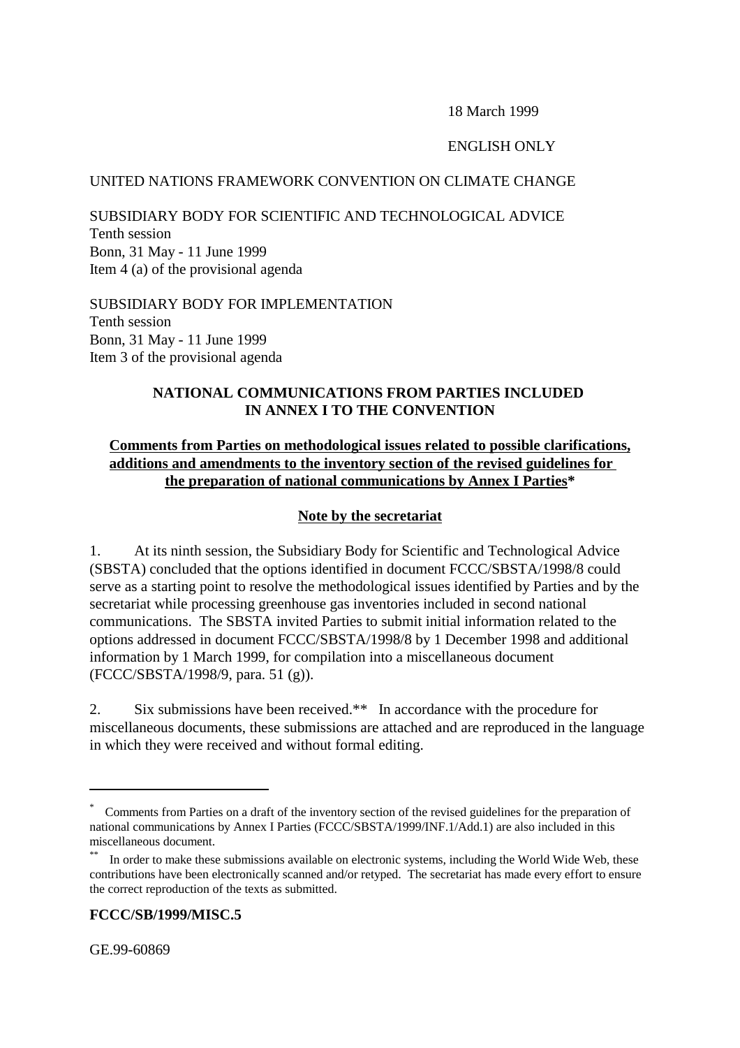18 March 1999

ENGLISH ONLY

UNITED NATIONS FRAMEWORK CONVENTION ON CLIMATE CHANGE

SUBSIDIARY BODY FOR SCIENTIFIC AND TECHNOLOGICAL ADVICE
Tenth session
Bonn, 31 May - 11 June 1999
Item 4 (a) of the provisional agenda

SUBSIDIARY BODY FOR IMPLEMENTATION
Tenth session
Bonn, 31 May - 11 June 1999
Item 3 of the provisional agenda

# NATIONAL COMMUNICATIONS FROM PARTIES INCLUDED IN ANNEX I TO THE CONVENTION

## Comments from Parties on methodological issues related to possible clarifications, additions and amendments to the inventory section of the revised guidelines for the preparation of national communications by Annex I Parties*

### Note by the secretariat

1. At its ninth session, the Subsidiary Body for Scientific and Technological Advice (SBSTA) concluded that the options identified in document FCCC/SBSTA/1998/8 could serve as a starting point to resolve the methodological issues identified by Parties and by the secretariat while processing greenhouse gas inventories included in second national communications. The SBSTA invited Parties to submit initial information related to the options addressed in document FCCC/SBSTA/1998/8 by 1 December 1998 and additional information by 1 March 1999, for compilation into a miscellaneous document (FCCC/SBSTA/1998/9, para. 51 (g)).

2. Six submissions have been received.** In accordance with the procedure for miscellaneous documents, these submissions are attached and are reproduced in the language in which they were received and without formal editing.

---

\* Comments from Parties on a draft of the inventory section of the revised guidelines for the preparation of national communications by Annex I Parties (FCCC/SBSTA/1999/INF.1/Add.1) are also included in this miscellaneous document.

\*\* In order to make these submissions available on electronic systems, including the World Wide Web, these contributions have been electronically scanned and/or retyped. The secretariat has made every effort to ensure the correct reproduction of the texts as submitted.

**FCCC/SB/1999/MISC.5**

GE.99-60869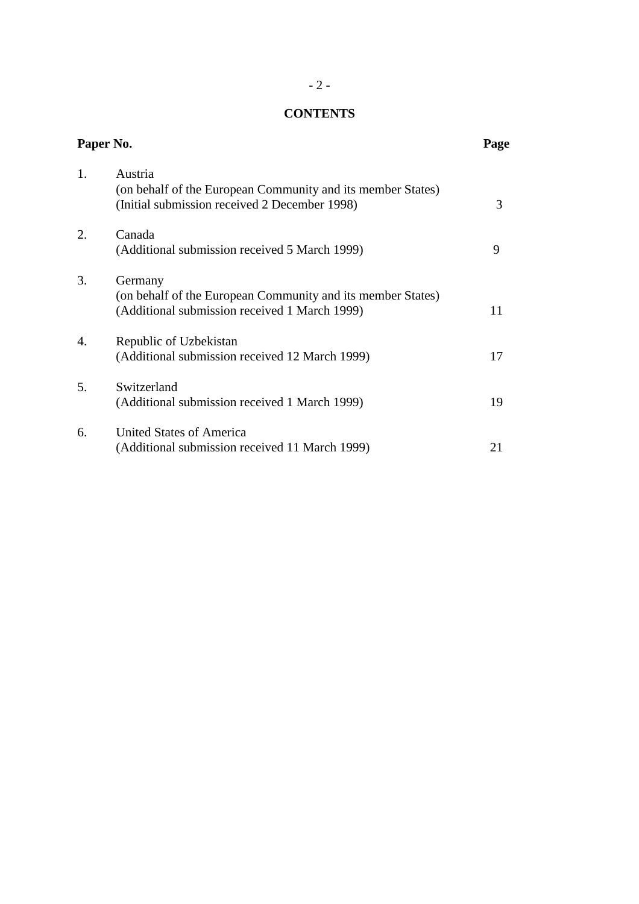## CONTENTS

| Paper No. | | Page |
|---|---|---|
| 1. | Austria<br>(on behalf of the European Community and its member States)<br>(Initial submission received 2 December 1998) | 3 |
| 2. | Canada<br>(Additional submission received 5 March 1999) | 9 |
| 3. | Germany<br>(on behalf of the European Community and its member States)<br>(Additional submission received 1 March 1999) | 11 |
| 4. | Republic of Uzbekistan<br>(Additional submission received 12 March 1999) | 17 |
| 5. | Switzerland<br>(Additional submission received 1 March 1999) | 19 |
| 6. | United States of America<br>(Additional submission received 11 March 1999) | 21 |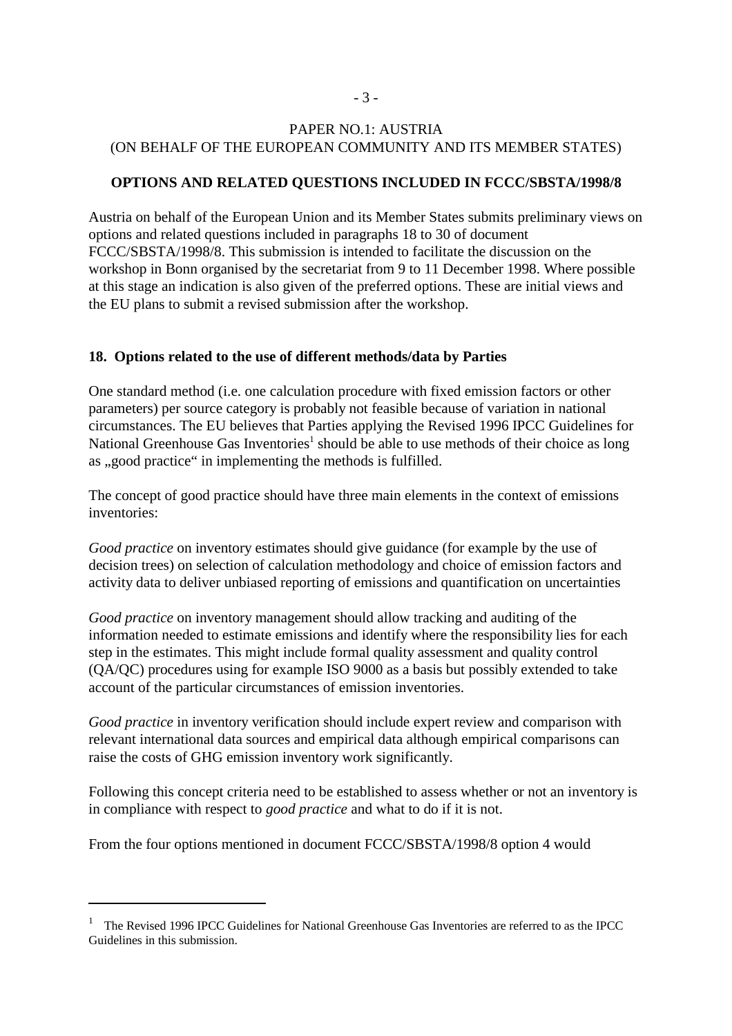PAPER NO.1: AUSTRIA
(ON BEHALF OF THE EUROPEAN COMMUNITY AND ITS MEMBER STATES)

**OPTIONS AND RELATED QUESTIONS INCLUDED IN FCCC/SBSTA/1998/8**

Austria on behalf of the European Union and its Member States submits preliminary views on options and related questions included in paragraphs 18 to 30 of document FCCC/SBSTA/1998/8. This submission is intended to facilitate the discussion on the workshop in Bonn organised by the secretariat from 9 to 11 December 1998. Where possible at this stage an indication is also given of the preferred options. These are initial views and the EU plans to submit a revised submission after the workshop.

## 18. Options related to the use of different methods/data by Parties

One standard method (i.e. one calculation procedure with fixed emission factors or other parameters) per source category is probably not feasible because of variation in national circumstances. The EU believes that Parties applying the Revised 1996 IPCC Guidelines for National Greenhouse Gas Inventories[1] should be able to use methods of their choice as long as „good practice“ in implementing the methods is fulfilled.

The concept of good practice should have three main elements in the context of emissions inventories:

*Good practice* on inventory estimates should give guidance (for example by the use of decision trees) on selection of calculation methodology and choice of emission factors and activity data to deliver unbiased reporting of emissions and quantification on uncertainties

*Good practice* on inventory management should allow tracking and auditing of the information needed to estimate emissions and identify where the responsibility lies for each step in the estimates. This might include formal quality assessment and quality control (QA/QC) procedures using for example ISO 9000 as a basis but possibly extended to take account of the particular circumstances of emission inventories.

*Good practice* in inventory verification should include expert review and comparison with relevant international data sources and empirical data although empirical comparisons can raise the costs of GHG emission inventory work significantly.

Following this concept criteria need to be established to assess whether or not an inventory is in compliance with respect to *good practice* and what to do if it is not.

From the four options mentioned in document FCCC/SBSTA/1998/8 option 4 would

---

[1] The Revised 1996 IPCC Guidelines for National Greenhouse Gas Inventories are referred to as the IPCC Guidelines in this submission.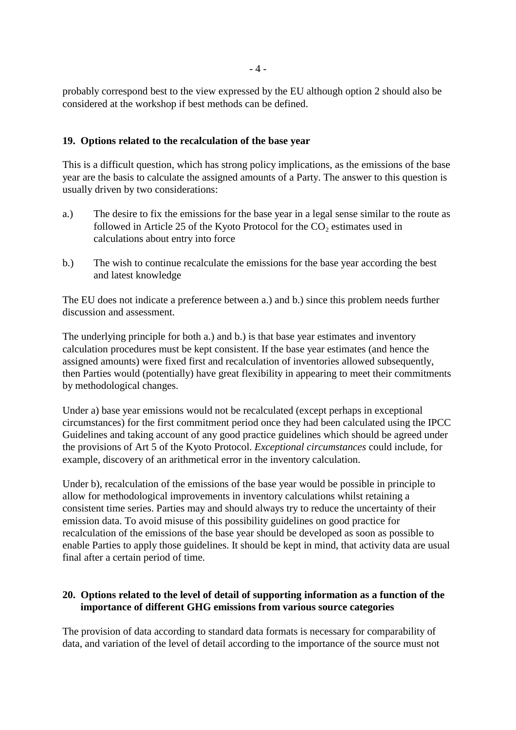probably correspond best to the view expressed by the EU although option 2 should also be considered at the workshop if best methods can be defined.

## 19. Options related to the recalculation of the base year

This is a difficult question, which has strong policy implications, as the emissions of the base year are the basis to calculate the assigned amounts of a Party. The answer to this question is usually driven by two considerations:

a.) The desire to fix the emissions for the base year in a legal sense similar to the route as followed in Article 25 of the Kyoto Protocol for the $CO_2$ estimates used in calculations about entry into force

b.) The wish to continue recalculate the emissions for the base year according the best and latest knowledge

The EU does not indicate a preference between a.) and b.) since this problem needs further discussion and assessment.

The underlying principle for both a.) and b.) is that base year estimates and inventory calculation procedures must be kept consistent. If the base year estimates (and hence the assigned amounts) were fixed first and recalculation of inventories allowed subsequently, then Parties would (potentially) have great flexibility in appearing to meet their commitments by methodological changes.

Under a) base year emissions would not be recalculated (except perhaps in exceptional circumstances) for the first commitment period once they had been calculated using the IPCC Guidelines and taking account of any good practice guidelines which should be agreed under the provisions of Art 5 of the Kyoto Protocol. *Exceptional circumstances* could include, for example, discovery of an arithmetical error in the inventory calculation.

Under b), recalculation of the emissions of the base year would be possible in principle to allow for methodological improvements in inventory calculations whilst retaining a consistent time series. Parties may and should always try to reduce the uncertainty of their emission data. To avoid misuse of this possibility guidelines on good practice for recalculation of the emissions of the base year should be developed as soon as possible to enable Parties to apply those guidelines. It should be kept in mind, that activity data are usual final after a certain period of time.

## 20. Options related to the level of detail of supporting information as a function of the importance of different GHG emissions from various source categories

The provision of data according to standard data formats is necessary for comparability of data, and variation of the level of detail according to the importance of the source must not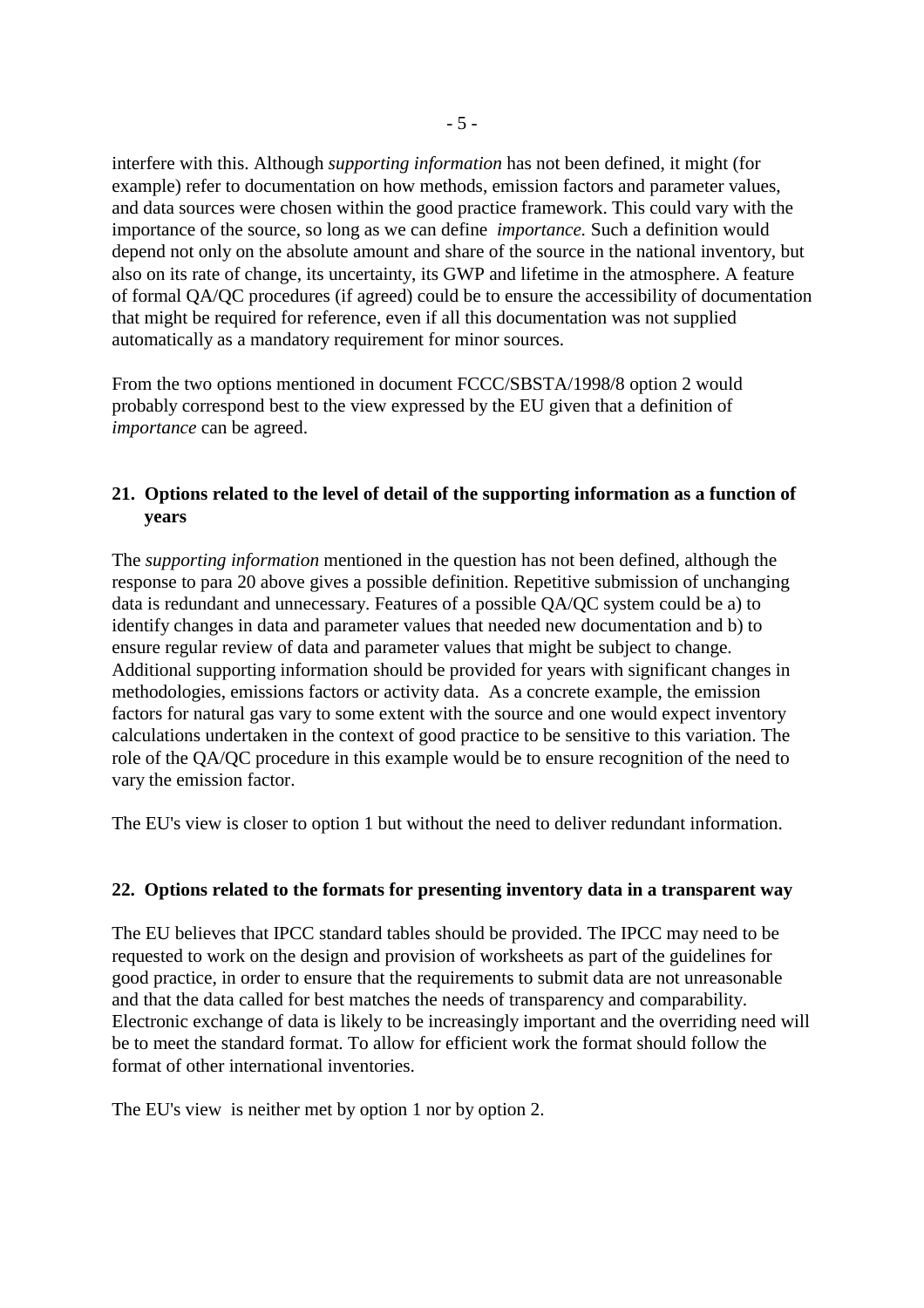interfere with this. Although *supporting information* has not been defined, it might (for example) refer to documentation on how methods, emission factors and parameter values, and data sources were chosen within the good practice framework. This could vary with the importance of the source, so long as we can define *importance.* Such a definition would depend not only on the absolute amount and share of the source in the national inventory, but also on its rate of change, its uncertainty, its GWP and lifetime in the atmosphere. A feature of formal QA/QC procedures (if agreed) could be to ensure the accessibility of documentation that might be required for reference, even if all this documentation was not supplied automatically as a mandatory requirement for minor sources.

From the two options mentioned in document FCCC/SBSTA/1998/8 option 2 would probably correspond best to the view expressed by the EU given that a definition of *importance* can be agreed.

## 21. Options related to the level of detail of the supporting information as a function of years

The *supporting information* mentioned in the question has not been defined, although the response to para 20 above gives a possible definition. Repetitive submission of unchanging data is redundant and unnecessary. Features of a possible QA/QC system could be a) to identify changes in data and parameter values that needed new documentation and b) to ensure regular review of data and parameter values that might be subject to change. Additional supporting information should be provided for years with significant changes in methodologies, emissions factors or activity data. As a concrete example, the emission factors for natural gas vary to some extent with the source and one would expect inventory calculations undertaken in the context of good practice to be sensitive to this variation. The role of the QA/QC procedure in this example would be to ensure recognition of the need to vary the emission factor.

The EU's view is closer to option 1 but without the need to deliver redundant information.

## 22. Options related to the formats for presenting inventory data in a transparent way

The EU believes that IPCC standard tables should be provided. The IPCC may need to be requested to work on the design and provision of worksheets as part of the guidelines for good practice, in order to ensure that the requirements to submit data are not unreasonable and that the data called for best matches the needs of transparency and comparability. Electronic exchange of data is likely to be increasingly important and the overriding need will be to meet the standard format. To allow for efficient work the format should follow the format of other international inventories.

The EU's view is neither met by option 1 nor by option 2.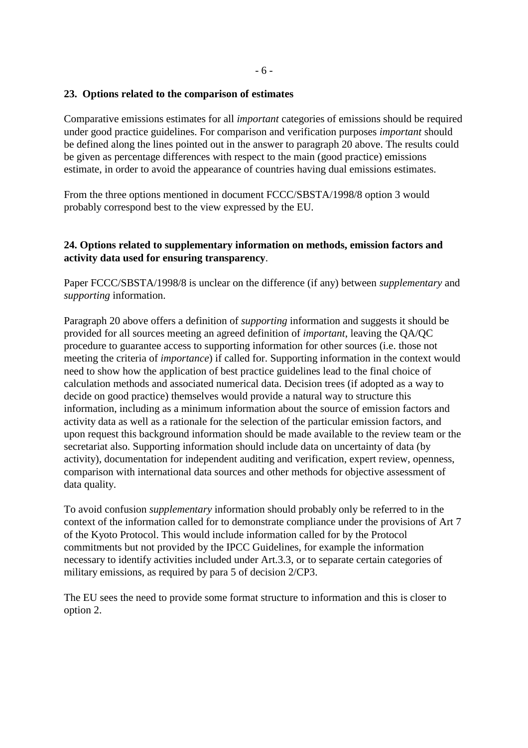**23. Options related to the comparison of estimates**

Comparative emissions estimates for all *important* categories of emissions should be required under good practice guidelines. For comparison and verification purposes *important* should be defined along the lines pointed out in the answer to paragraph 20 above. The results could be given as percentage differences with respect to the main (good practice) emissions estimate, in order to avoid the appearance of countries having dual emissions estimates.

From the three options mentioned in document FCCC/SBSTA/1998/8 option 3 would probably correspond best to the view expressed by the EU.

**24. Options related to supplementary information on methods, emission factors and activity data used for ensuring transparency**.

Paper FCCC/SBSTA/1998/8 is unclear on the difference (if any) between *supplementary* and *supporting* information.

Paragraph 20 above offers a definition of *supporting* information and suggests it should be provided for all sources meeting an agreed definition of *important*, leaving the QA/QC procedure to guarantee access to supporting information for other sources (i.e. those not meeting the criteria of *importance*) if called for. Supporting information in the context would need to show how the application of best practice guidelines lead to the final choice of calculation methods and associated numerical data. Decision trees (if adopted as a way to decide on good practice) themselves would provide a natural way to structure this information, including as a minimum information about the source of emission factors and activity data as well as a rationale for the selection of the particular emission factors, and upon request this background information should be made available to the review team or the secretariat also. Supporting information should include data on uncertainty of data (by activity), documentation for independent auditing and verification, expert review, openness, comparison with international data sources and other methods for objective assessment of data quality.

To avoid confusion *supplementary* information should probably only be referred to in the context of the information called for to demonstrate compliance under the provisions of Art 7 of the Kyoto Protocol. This would include information called for by the Protocol commitments but not provided by the IPCC Guidelines, for example the information necessary to identify activities included under Art.3.3, or to separate certain categories of military emissions, as required by para 5 of decision 2/CP3.

The EU sees the need to provide some format structure to information and this is closer to option 2.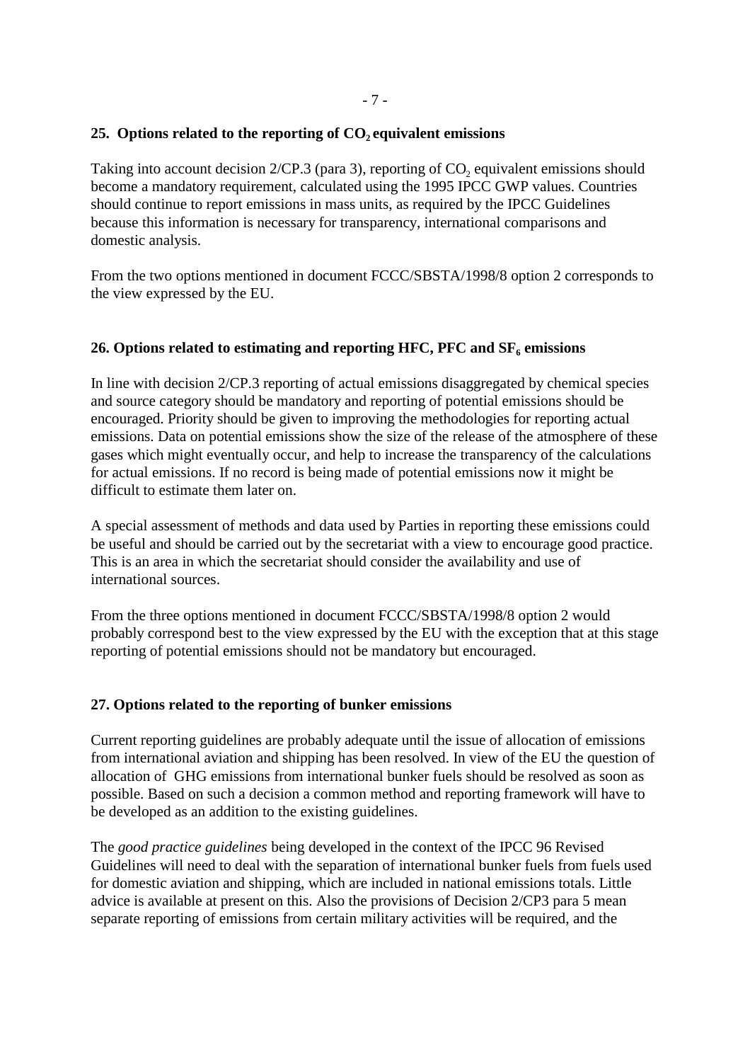## 25. Options related to the reporting of $CO_2$ equivalent emissions

Taking into account decision 2/CP.3 (para 3), reporting of $CO_2$ equivalent emissions should become a mandatory requirement, calculated using the 1995 IPCC GWP values. Countries should continue to report emissions in mass units, as required by the IPCC Guidelines because this information is necessary for transparency, international comparisons and domestic analysis.

From the two options mentioned in document FCCC/SBSTA/1998/8 option 2 corresponds to the view expressed by the EU.

## 26. Options related to estimating and reporting HFC, PFC and $SF_6$ emissions

In line with decision 2/CP.3 reporting of actual emissions disaggregated by chemical species and source category should be mandatory and reporting of potential emissions should be encouraged. Priority should be given to improving the methodologies for reporting actual emissions. Data on potential emissions show the size of the release of the atmosphere of these gases which might eventually occur, and help to increase the transparency of the calculations for actual emissions. If no record is being made of potential emissions now it might be difficult to estimate them later on.

A special assessment of methods and data used by Parties in reporting these emissions could be useful and should be carried out by the secretariat with a view to encourage good practice. This is an area in which the secretariat should consider the availability and use of international sources.

From the three options mentioned in document FCCC/SBSTA/1998/8 option 2 would probably correspond best to the view expressed by the EU with the exception that at this stage reporting of potential emissions should not be mandatory but encouraged.

## 27. Options related to the reporting of bunker emissions

Current reporting guidelines are probably adequate until the issue of allocation of emissions from international aviation and shipping has been resolved. In view of the EU the question of allocation of GHG emissions from international bunker fuels should be resolved as soon as possible. Based on such a decision a common method and reporting framework will have to be developed as an addition to the existing guidelines.

The *good practice guidelines* being developed in the context of the IPCC 96 Revised Guidelines will need to deal with the separation of international bunker fuels from fuels used for domestic aviation and shipping, which are included in national emissions totals. Little advice is available at present on this. Also the provisions of Decision 2/CP3 para 5 mean separate reporting of emissions from certain military activities will be required, and the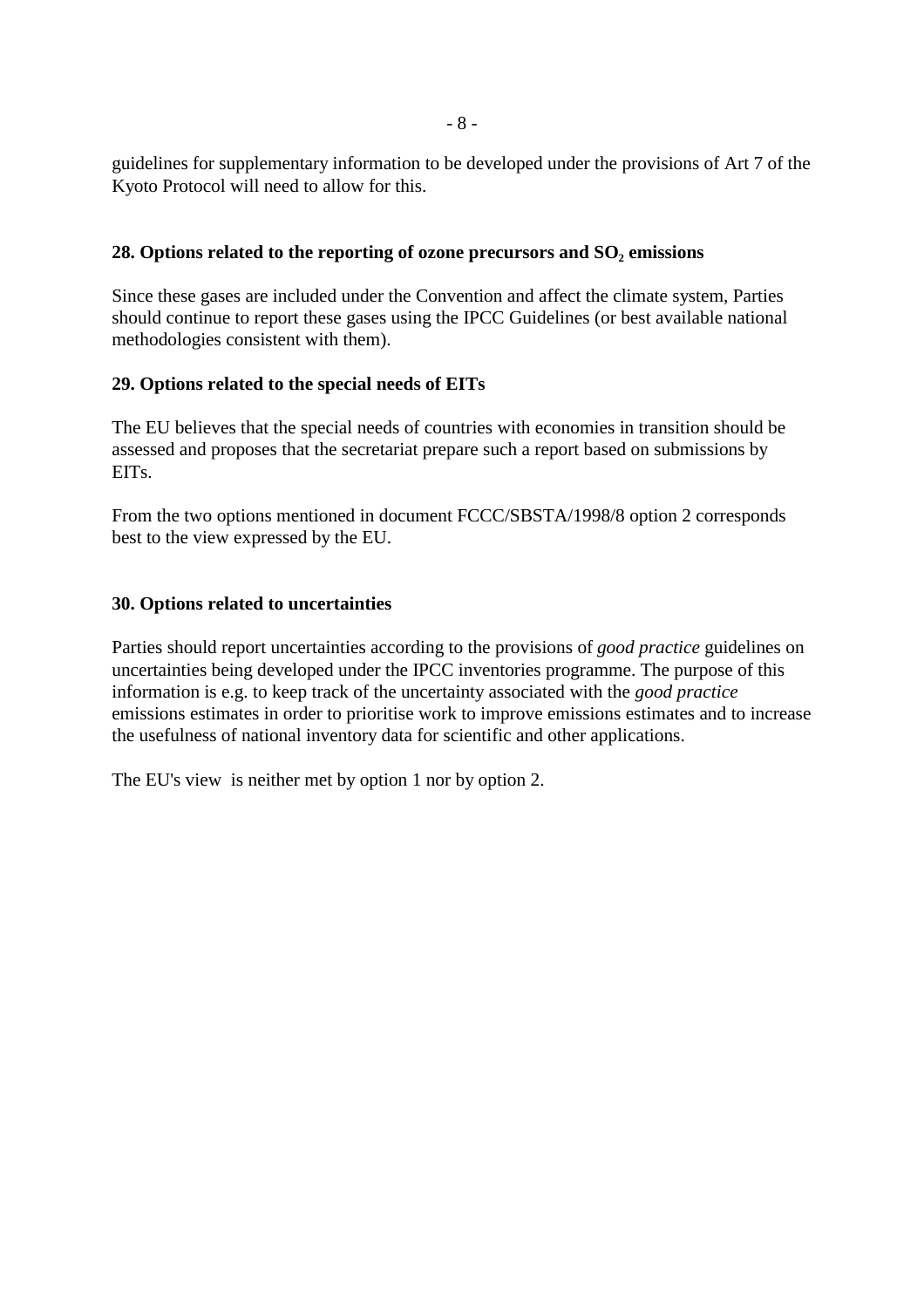guidelines for supplementary information to be developed under the provisions of Art 7 of the Kyoto Protocol will need to allow for this.

**28. Options related to the reporting of ozone precursors and $SO_2$ emissions**

Since these gases are included under the Convention and affect the climate system, Parties should continue to report these gases using the IPCC Guidelines (or best available national methodologies consistent with them).

**29. Options related to the special needs of EITs**

The EU believes that the special needs of countries with economies in transition should be assessed and proposes that the secretariat prepare such a report based on submissions by EITs.

From the two options mentioned in document FCCC/SBSTA/1998/8 option 2 corresponds best to the view expressed by the EU.

**30. Options related to uncertainties**

Parties should report uncertainties according to the provisions of *good practice* guidelines on uncertainties being developed under the IPCC inventories programme. The purpose of this information is e.g. to keep track of the uncertainty associated with the *good practice* emissions estimates in order to prioritise work to improve emissions estimates and to increase the usefulness of national inventory data for scientific and other applications.

The EU's view is neither met by option 1 nor by option 2.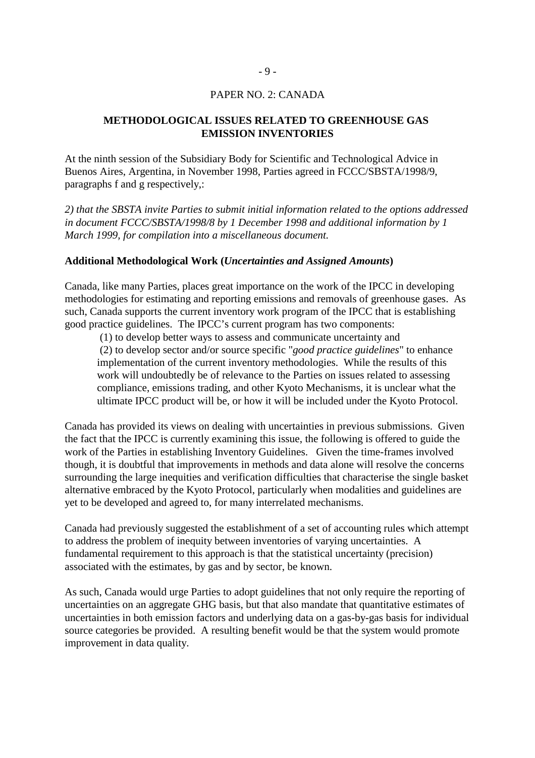PAPER NO. 2: CANADA

## METHODOLOGICAL ISSUES RELATED TO GREENHOUSE GAS EMISSION INVENTORIES

At the ninth session of the Subsidiary Body for Scientific and Technological Advice in Buenos Aires, Argentina, in November 1998, Parties agreed in FCCC/SBSTA/1998/9, paragraphs f and g respectively,:

*2) that the SBSTA invite Parties to submit initial information related to the options addressed in document FCCC/SBSTA/1998/8 by 1 December 1998 and additional information by 1 March 1999, for compilation into a miscellaneous document.*

### Additional Methodological Work (*Uncertainties and Assigned Amounts*)

Canada, like many Parties, places great importance on the work of the IPCC in developing methodologies for estimating and reporting emissions and removals of greenhouse gases. As such, Canada supports the current inventory work program of the IPCC that is establishing good practice guidelines. The IPCC's current program has two components:

(1) to develop better ways to assess and communicate uncertainty and

(2) to develop sector and/or source specific "*good practice guidelines*" to enhance implementation of the current inventory methodologies. While the results of this work will undoubtedly be of relevance to the Parties on issues related to assessing compliance, emissions trading, and other Kyoto Mechanisms, it is unclear what the ultimate IPCC product will be, or how it will be included under the Kyoto Protocol.

Canada has provided its views on dealing with uncertainties in previous submissions. Given the fact that the IPCC is currently examining this issue, the following is offered to guide the work of the Parties in establishing Inventory Guidelines. Given the time-frames involved though, it is doubtful that improvements in methods and data alone will resolve the concerns surrounding the large inequities and verification difficulties that characterise the single basket alternative embraced by the Kyoto Protocol, particularly when modalities and guidelines are yet to be developed and agreed to, for many interrelated mechanisms.

Canada had previously suggested the establishment of a set of accounting rules which attempt to address the problem of inequity between inventories of varying uncertainties. A fundamental requirement to this approach is that the statistical uncertainty (precision) associated with the estimates, by gas and by sector, be known.

As such, Canada would urge Parties to adopt guidelines that not only require the reporting of uncertainties on an aggregate GHG basis, but that also mandate that quantitative estimates of uncertainties in both emission factors and underlying data on a gas-by-gas basis for individual source categories be provided. A resulting benefit would be that the system would promote improvement in data quality.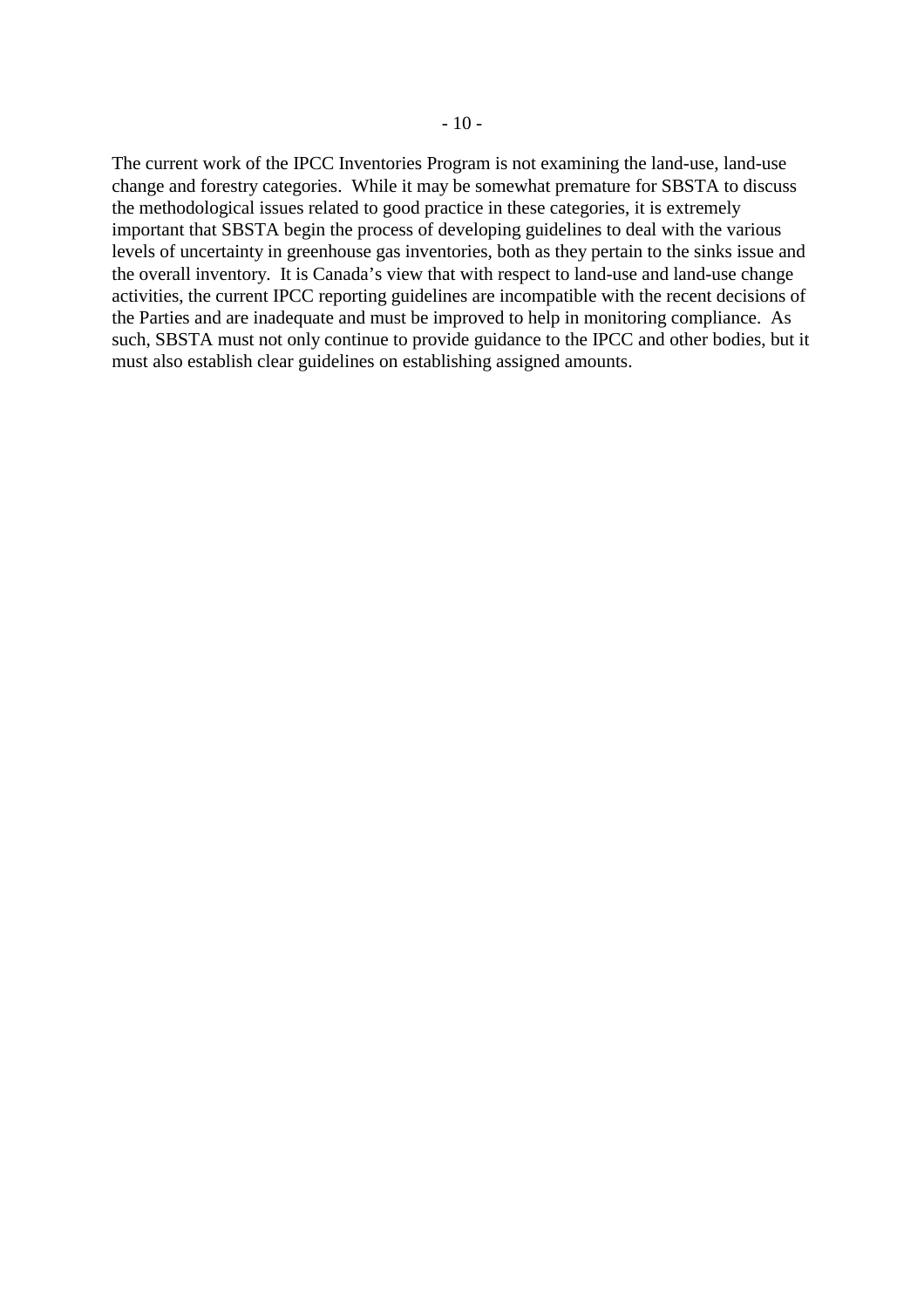The current work of the IPCC Inventories Program is not examining the land-use, land-use change and forestry categories. While it may be somewhat premature for SBSTA to discuss the methodological issues related to good practice in these categories, it is extremely important that SBSTA begin the process of developing guidelines to deal with the various levels of uncertainty in greenhouse gas inventories, both as they pertain to the sinks issue and the overall inventory. It is Canada's view that with respect to land-use and land-use change activities, the current IPCC reporting guidelines are incompatible with the recent decisions of the Parties and are inadequate and must be improved to help in monitoring compliance. As such, SBSTA must not only continue to provide guidance to the IPCC and other bodies, but it must also establish clear guidelines on establishing assigned amounts.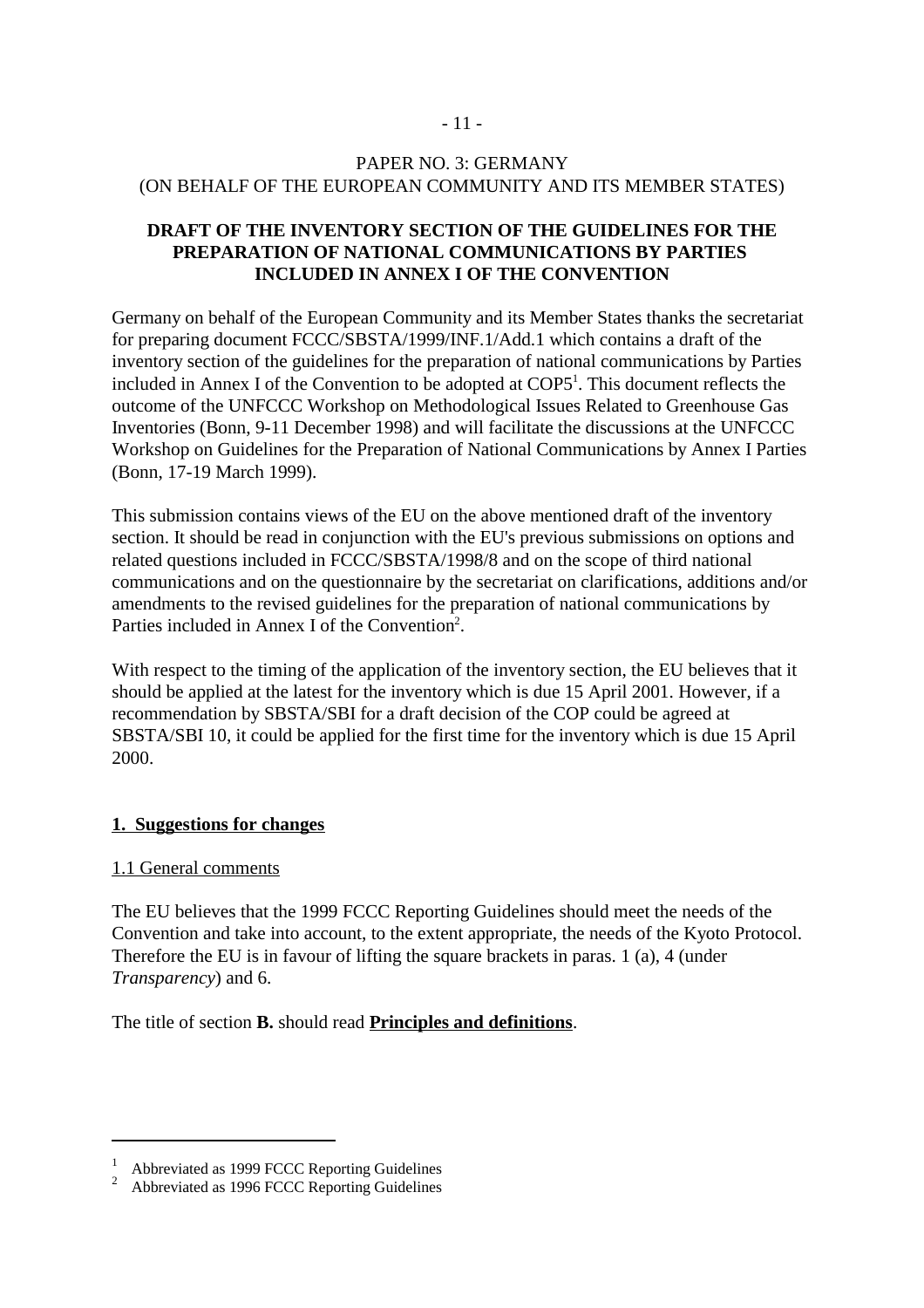PAPER NO. 3: GERMANY
(ON BEHALF OF THE EUROPEAN COMMUNITY AND ITS MEMBER STATES)

**DRAFT OF THE INVENTORY SECTION OF THE GUIDELINES FOR THE PREPARATION OF NATIONAL COMMUNICATIONS BY PARTIES INCLUDED IN ANNEX I OF THE CONVENTION**

Germany on behalf of the European Community and its Member States thanks the secretariat for preparing document FCCC/SBSTA/1999/INF.1/Add.1 which contains a draft of the inventory section of the guidelines for the preparation of national communications by Parties included in Annex I of the Convention to be adopted at COP5[1]. This document reflects the outcome of the UNFCCC Workshop on Methodological Issues Related to Greenhouse Gas Inventories (Bonn, 9-11 December 1998) and will facilitate the discussions at the UNFCCC Workshop on Guidelines for the Preparation of National Communications by Annex I Parties (Bonn, 17-19 March 1999).

This submission contains views of the EU on the above mentioned draft of the inventory section. It should be read in conjunction with the EU's previous submissions on options and related questions included in FCCC/SBSTA/1998/8 and on the scope of third national communications and on the questionnaire by the secretariat on clarifications, additions and/or amendments to the revised guidelines for the preparation of national communications by Parties included in Annex I of the Convention[2].

With respect to the timing of the application of the inventory section, the EU believes that it should be applied at the latest for the inventory which is due 15 April 2001. However, if a recommendation by SBSTA/SBI for a draft decision of the COP could be agreed at SBSTA/SBI 10, it could be applied for the first time for the inventory which is due 15 April 2000.

## 1. Suggestions for changes

### 1.1 General comments

The EU believes that the 1999 FCCC Reporting Guidelines should meet the needs of the Convention and take into account, to the extent appropriate, the needs of the Kyoto Protocol. Therefore the EU is in favour of lifting the square brackets in paras. 1 (a), 4 (under *Transparency*) and 6.

The title of section **B.** should read **Principles and definitions**.

---

[1] Abbreviated as 1999 FCCC Reporting Guidelines

[2] Abbreviated as 1996 FCCC Reporting Guidelines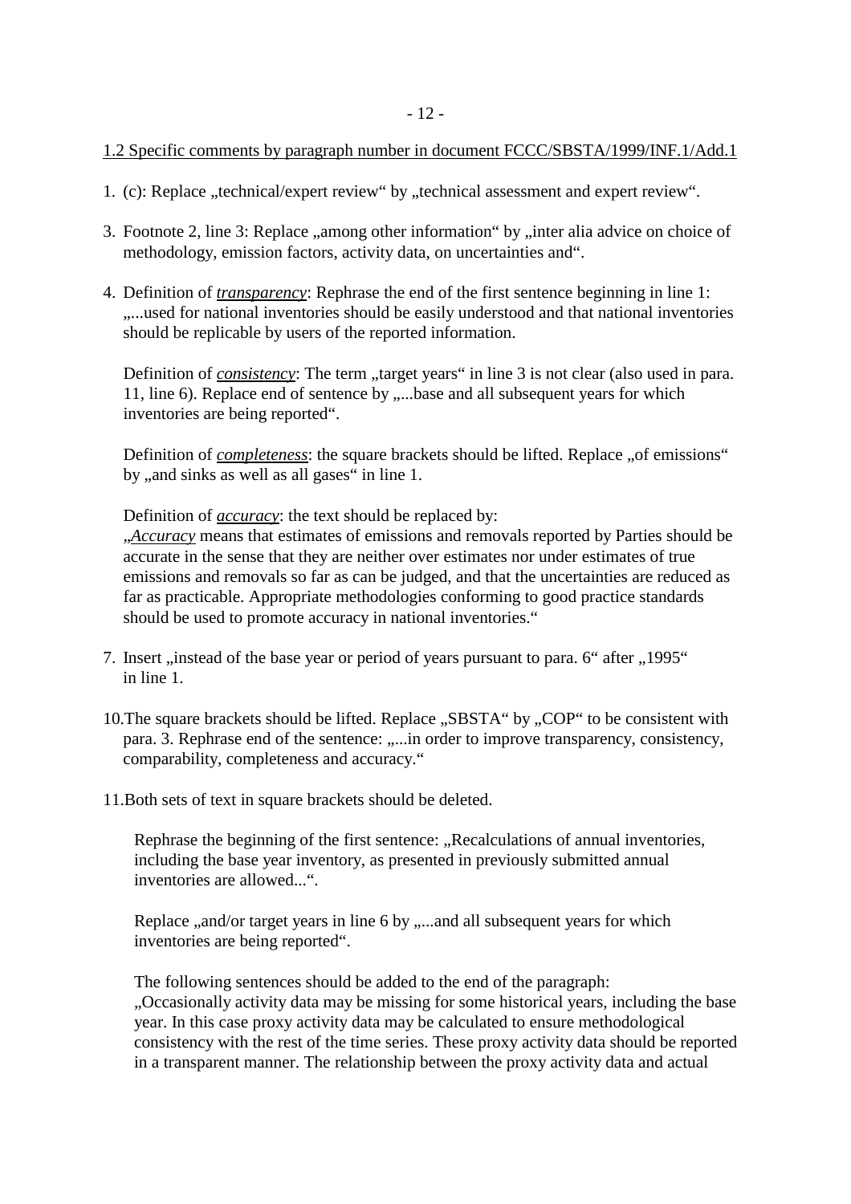1.2 Specific comments by paragraph number in document FCCC/SBSTA/1999/INF.1/Add.1

1. (c): Replace „technical/expert review“ by „technical assessment and expert review“.

3. Footnote 2, line 3: Replace „among other information“ by „inter alia advice on choice of methodology, emission factors, activity data, on uncertainties and“.

4. Definition of ***transparency***: Rephrase the end of the first sentence beginning in line 1: „...used for national inventories should be easily understood and that national inventories should be replicable by users of the reported information.

   Definition of ***consistency***: The term „target years“ in line 3 is not clear (also used in para. 11, line 6). Replace end of sentence by „...base and all subsequent years for which inventories are being reported“.

   Definition of ***completeness***: the square brackets should be lifted. Replace „of emissions“ by „and sinks as well as all gases“ in line 1.

   Definition of ***accuracy***: the text should be replaced by:
   „***Accuracy*** means that estimates of emissions and removals reported by Parties should be accurate in the sense that they are neither over estimates nor under estimates of true emissions and removals so far as can be judged, and that the uncertainties are reduced as far as practicable. Appropriate methodologies conforming to good practice standards should be used to promote accuracy in national inventories.“

7. Insert „instead of the base year or period of years pursuant to para. 6“ after „1995“ in line 1.

10. The square brackets should be lifted. Replace „SBSTA“ by „COP“ to be consistent with para. 3. Rephrase end of the sentence: „...in order to improve transparency, consistency, comparability, completeness and accuracy.“

11. Both sets of text in square brackets should be deleted.

    Rephrase the beginning of the first sentence: „Recalculations of annual inventories, including the base year inventory, as presented in previously submitted annual inventories are allowed...“.

    Replace „and/or target years in line 6 by „...and all subsequent years for which inventories are being reported“.

    The following sentences should be added to the end of the paragraph:
    „Occasionally activity data may be missing for some historical years, including the base year. In this case proxy activity data may be calculated to ensure methodological consistency with the rest of the time series. These proxy activity data should be reported in a transparent manner. The relationship between the proxy activity data and actual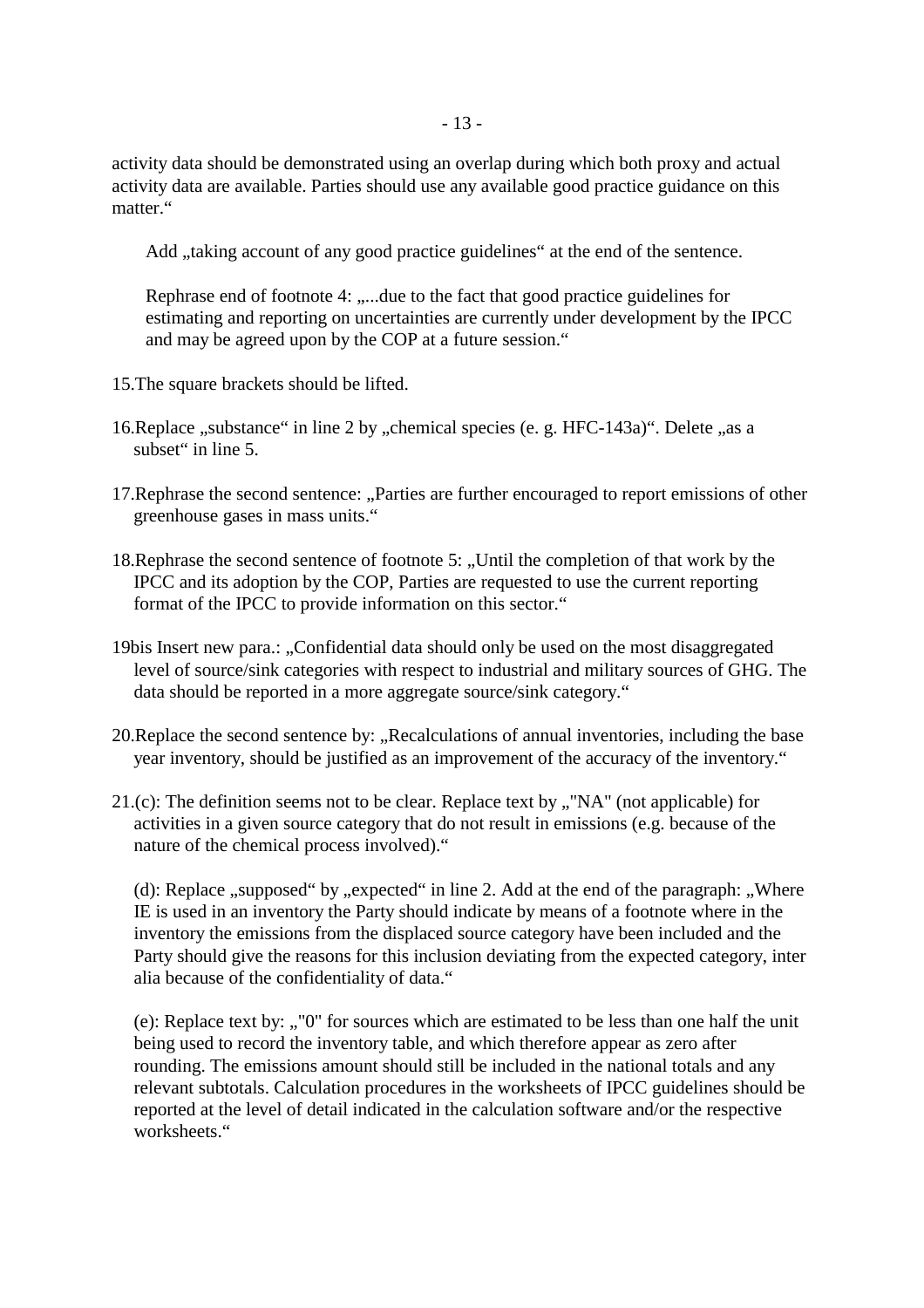activity data should be demonstrated using an overlap during which both proxy and actual activity data are available. Parties should use any available good practice guidance on this matter.“

Add „taking account of any good practice guidelines“ at the end of the sentence.

Rephrase end of footnote 4: „...due to the fact that good practice guidelines for estimating and reporting on uncertainties are currently under development by the IPCC and may be agreed upon by the COP at a future session.“

15. The square brackets should be lifted.

16. Replace „substance“ in line 2 by „chemical species (e. g. HFC-143a)“. Delete „as a subset“ in line 5.

17. Rephrase the second sentence: „Parties are further encouraged to report emissions of other greenhouse gases in mass units.“

18. Rephrase the second sentence of footnote 5: „Until the completion of that work by the IPCC and its adoption by the COP, Parties are requested to use the current reporting format of the IPCC to provide information on this sector.“

19bis Insert new para.: „Confidential data should only be used on the most disaggregated level of source/sink categories with respect to industrial and military sources of GHG. The data should be reported in a more aggregate source/sink category.“

20. Replace the second sentence by: „Recalculations of annual inventories, including the base year inventory, should be justified as an improvement of the accuracy of the inventory.“

21. (c): The definition seems not to be clear. Replace text by „"NA" (not applicable) for activities in a given source category that do not result in emissions (e.g. because of the nature of the chemical process involved).“

(d): Replace „supposed“ by „expected“ in line 2. Add at the end of the paragraph: „Where IE is used in an inventory the Party should indicate by means of a footnote where in the inventory the emissions from the displaced source category have been included and the Party should give the reasons for this inclusion deviating from the expected category, inter alia because of the confidentiality of data.“

(e): Replace text by: „"0" for sources which are estimated to be less than one half the unit being used to record the inventory table, and which therefore appear as zero after rounding. The emissions amount should still be included in the national totals and any relevant subtotals. Calculation procedures in the worksheets of IPCC guidelines should be reported at the level of detail indicated in the calculation software and/or the respective worksheets.“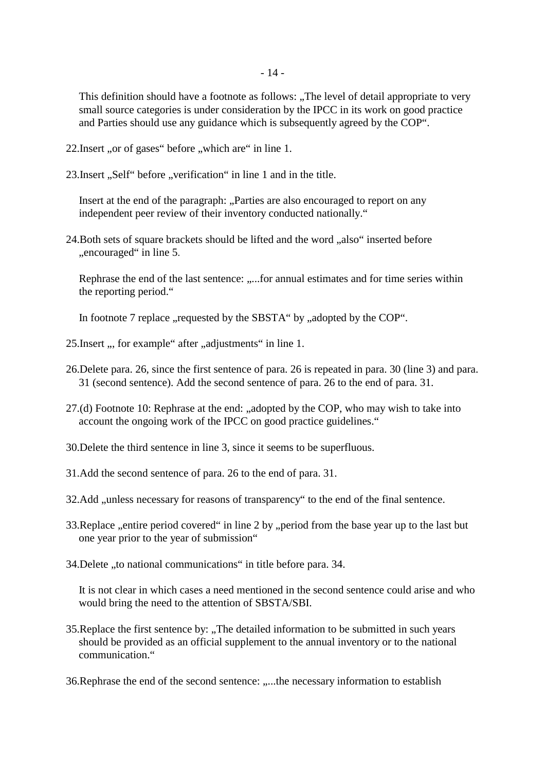This definition should have a footnote as follows: „The level of detail appropriate to very small source categories is under consideration by the IPCC in its work on good practice and Parties should use any guidance which is subsequently agreed by the COP".

22. Insert „or of gases" before „which are" in line 1.

23. Insert „Self" before „verification" in line 1 and in the title.

    Insert at the end of the paragraph: „Parties are also encouraged to report on any independent peer review of their inventory conducted nationally."

24. Both sets of square brackets should be lifted and the word „also" inserted before „encouraged" in line 5.

    Rephrase the end of the last sentence: „...for annual estimates and for time series within the reporting period."

    In footnote 7 replace „requested by the SBSTA" by „adopted by the COP".

25. Insert „, for example" after „adjustments" in line 1.

26. Delete para. 26, since the first sentence of para. 26 is repeated in para. 30 (line 3) and para. 31 (second sentence). Add the second sentence of para. 26 to the end of para. 31.

27. (d) Footnote 10: Rephrase at the end: „adopted by the COP, who may wish to take into account the ongoing work of the IPCC on good practice guidelines."

30. Delete the third sentence in line 3, since it seems to be superfluous.

31. Add the second sentence of para. 26 to the end of para. 31.

32. Add „unless necessary for reasons of transparency" to the end of the final sentence.

33. Replace „entire period covered" in line 2 by „period from the base year up to the last but one year prior to the year of submission"

34. Delete „to national communications" in title before para. 34.

    It is not clear in which cases a need mentioned in the second sentence could arise and who would bring the need to the attention of SBSTA/SBI.

35. Replace the first sentence by: „The detailed information to be submitted in such years should be provided as an official supplement to the annual inventory or to the national communication."

36. Rephrase the end of the second sentence: „...the necessary information to establish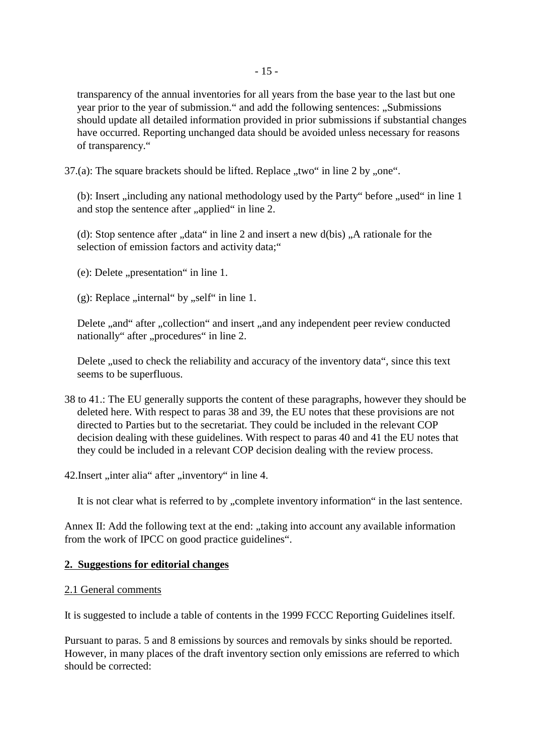transparency of the annual inventories for all years from the base year to the last but one year prior to the year of submission.“ and add the following sentences: „Submissions should update all detailed information provided in prior submissions if substantial changes have occurred. Reporting unchanged data should be avoided unless necessary for reasons of transparency.“

37.(a): The square brackets should be lifted. Replace „two“ in line 2 by „one“.

(b): Insert „including any national methodology used by the Party“ before „used“ in line 1 and stop the sentence after „applied“ in line 2.

(d): Stop sentence after „data“ in line 2 and insert a new d(bis) „A rationale for the selection of emission factors and activity data;“

(e): Delete „presentation“ in line 1.

(g): Replace „internal“ by „self“ in line 1.

Delete „and“ after „collection“ and insert „and any independent peer review conducted nationally“ after „procedures“ in line 2.

Delete „used to check the reliability and accuracy of the inventory data“, since this text seems to be superfluous.

38 to 41.: The EU generally supports the content of these paragraphs, however they should be deleted here. With respect to paras 38 and 39, the EU notes that these provisions are not directed to Parties but to the secretariat. They could be included in the relevant COP decision dealing with these guidelines. With respect to paras 40 and 41 the EU notes that they could be included in a relevant COP decision dealing with the review process.

42.Insert „inter alia“ after „inventory“ in line 4.

It is not clear what is referred to by „complete inventory information“ in the last sentence.

Annex II: Add the following text at the end: „taking into account any available information from the work of IPCC on good practice guidelines“.

## 2. Suggestions for editorial changes

### 2.1 General comments

It is suggested to include a table of contents in the 1999 FCCC Reporting Guidelines itself.

Pursuant to paras. 5 and 8 emissions by sources and removals by sinks should be reported. However, in many places of the draft inventory section only emissions are referred to which should be corrected: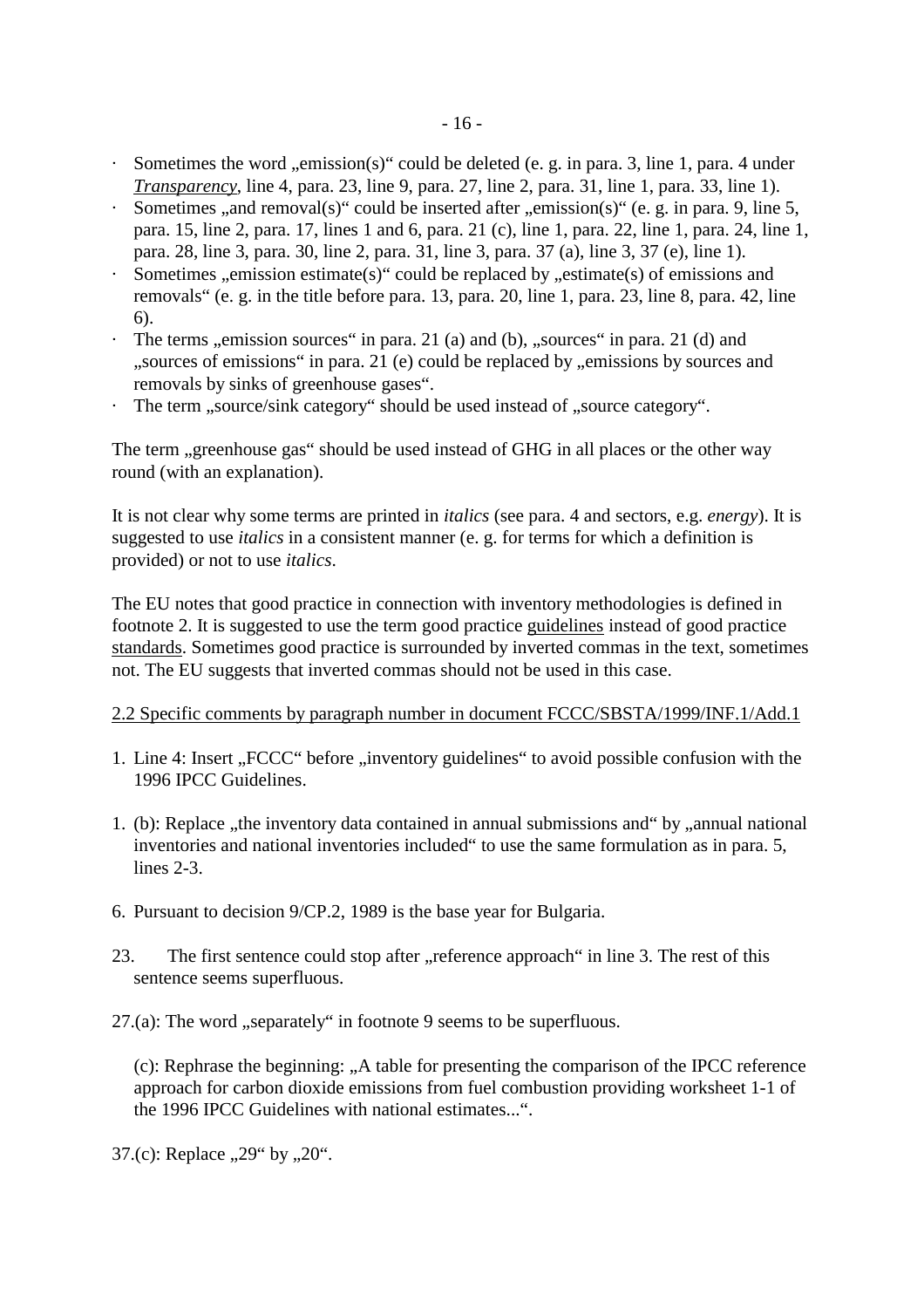- Sometimes the word „emission(s)“ could be deleted (e. g. in para. 3, line 1, para. 4 under *Transparency*, line 4, para. 23, line 9, para. 27, line 2, para. 31, line 1, para. 33, line 1).
- Sometimes „and removal(s)“ could be inserted after „emission(s)“ (e. g. in para. 9, line 5, para. 15, line 2, para. 17, lines 1 and 6, para. 21 (c), line 1, para. 22, line 1, para. 24, line 1, para. 28, line 3, para. 30, line 2, para. 31, line 3, para. 37 (a), line 3, 37 (e), line 1).
- Sometimes „emission estimate(s)“ could be replaced by „estimate(s) of emissions and removals“ (e. g. in the title before para. 13, para. 20, line 1, para. 23, line 8, para. 42, line 6).
- The terms „emission sources“ in para. 21 (a) and (b), „sources“ in para. 21 (d) and „sources of emissions“ in para. 21 (e) could be replaced by „emissions by sources and removals by sinks of greenhouse gases“.
- The term „source/sink category“ should be used instead of „source category“.

The term „greenhouse gas“ should be used instead of GHG in all places or the other way round (with an explanation).

It is not clear why some terms are printed in *italics* (see para. 4 and sectors, e.g. *energy*). It is suggested to use *italics* in a consistent manner (e. g. for terms for which a definition is provided) or not to use *italics*.

The EU notes that good practice in connection with inventory methodologies is defined in footnote 2. It is suggested to use the term good practice guidelines instead of good practice standards. Sometimes good practice is surrounded by inverted commas in the text, sometimes not. The EU suggests that inverted commas should not be used in this case.

2.2 Specific comments by paragraph number in document FCCC/SBSTA/1999/INF.1/Add.1

1. Line 4: Insert „FCCC“ before „inventory guidelines“ to avoid possible confusion with the 1996 IPCC Guidelines.

1. (b): Replace „the inventory data contained in annual submissions and“ by „annual national inventories and national inventories included“ to use the same formulation as in para. 5, lines 2-3.

6. Pursuant to decision 9/CP.2, 1989 is the base year for Bulgaria.

23. The first sentence could stop after „reference approach“ in line 3. The rest of this sentence seems superfluous.

27.(a): The word „separately“ in footnote 9 seems to be superfluous.

(c): Rephrase the beginning: „A table for presenting the comparison of the IPCC reference approach for carbon dioxide emissions from fuel combustion providing worksheet 1-1 of the 1996 IPCC Guidelines with national estimates...“.

37.(c): Replace „29“ by „20“.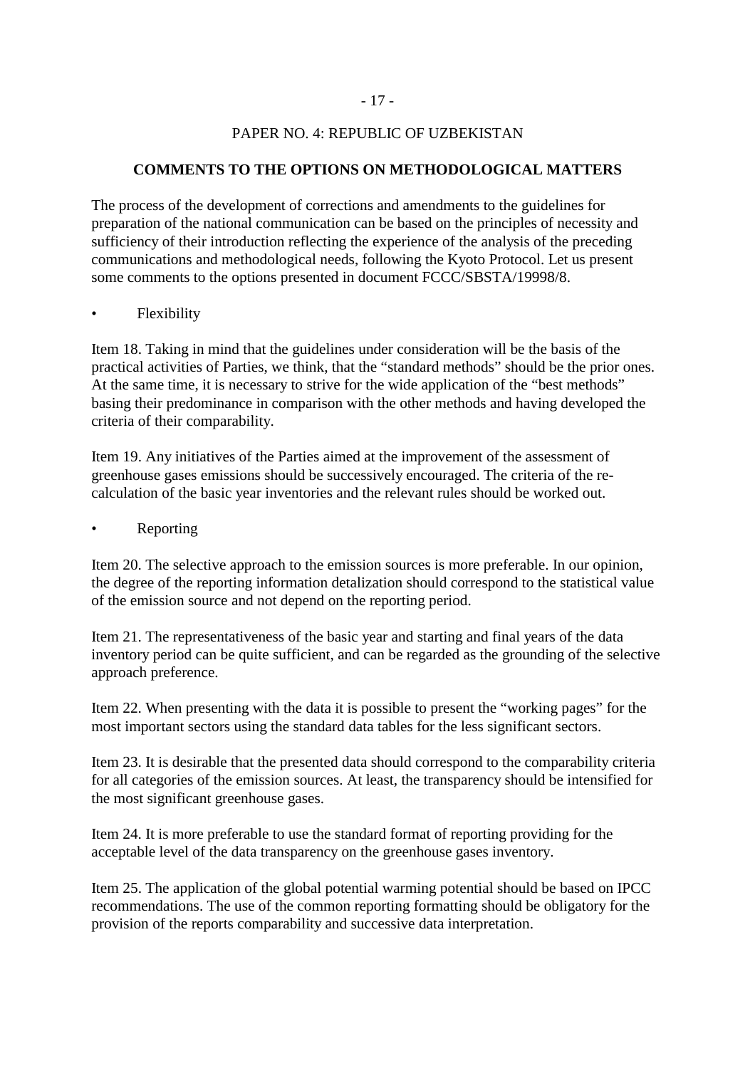PAPER NO. 4: REPUBLIC OF UZBEKISTAN

**COMMENTS TO THE OPTIONS ON METHODOLOGICAL MATTERS**

The process of the development of corrections and amendments to the guidelines for preparation of the national communication can be based on the principles of necessity and sufficiency of their introduction reflecting the experience of the analysis of the preceding communications and methodological needs, following the Kyoto Protocol. Let us present some comments to the options presented in document FCCC/SBSTA/19998/8.

- Flexibility

Item 18. Taking in mind that the guidelines under consideration will be the basis of the practical activities of Parties, we think, that the "standard methods" should be the prior ones. At the same time, it is necessary to strive for the wide application of the "best methods" basing their predominance in comparison with the other methods and having developed the criteria of their comparability.

Item 19. Any initiatives of the Parties aimed at the improvement of the assessment of greenhouse gases emissions should be successively encouraged. The criteria of the re-calculation of the basic year inventories and the relevant rules should be worked out.

- Reporting

Item 20. The selective approach to the emission sources is more preferable. In our opinion, the degree of the reporting information detalization should correspond to the statistical value of the emission source and not depend on the reporting period.

Item 21. The representativeness of the basic year and starting and final years of the data inventory period can be quite sufficient, and can be regarded as the grounding of the selective approach preference.

Item 22. When presenting with the data it is possible to present the "working pages" for the most important sectors using the standard data tables for the less significant sectors.

Item 23. It is desirable that the presented data should correspond to the comparability criteria for all categories of the emission sources. At least, the transparency should be intensified for the most significant greenhouse gases.

Item 24. It is more preferable to use the standard format of reporting providing for the acceptable level of the data transparency on the greenhouse gases inventory.

Item 25. The application of the global potential warming potential should be based on IPCC recommendations. The use of the common reporting formatting should be obligatory for the provision of the reports comparability and successive data interpretation.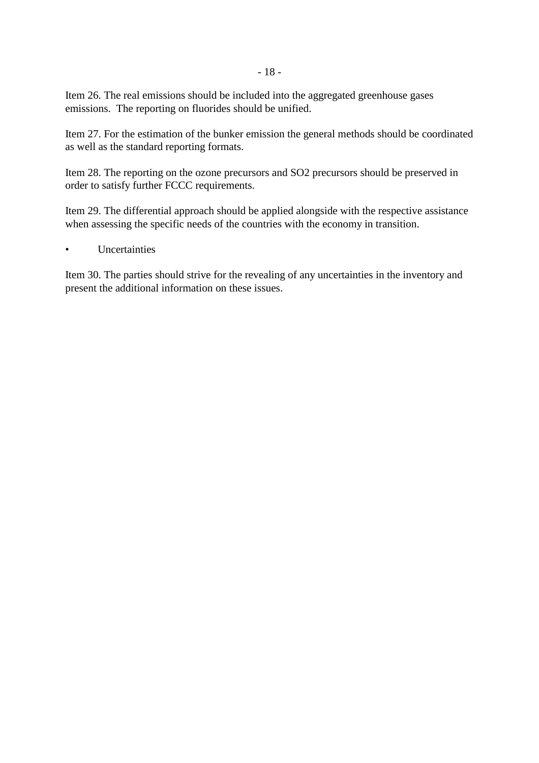Item 26. The real emissions should be included into the aggregated greenhouse gases emissions.  The reporting on fluorides should be unified.

Item 27. For the estimation of the bunker emission the general methods should be coordinated as well as the standard reporting formats.

Item 28. The reporting on the ozone precursors and SO2 precursors should be preserved in order to satisfy further FCCC requirements.

Item 29. The differential approach should be applied alongside with the respective assistance when assessing the specific needs of the countries with the economy in transition.

- Uncertainties

Item 30. The parties should strive for the revealing of any uncertainties in the inventory and present the additional information on these issues.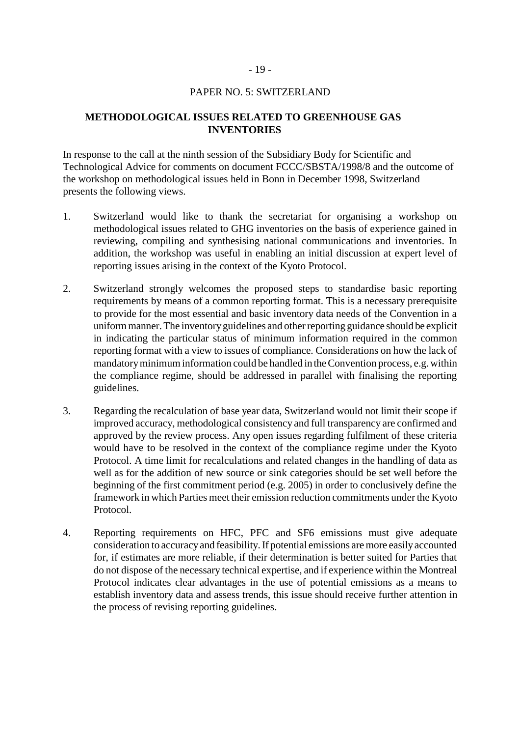PAPER NO. 5: SWITZERLAND

## METHODOLOGICAL ISSUES RELATED TO GREENHOUSE GAS INVENTORIES

In response to the call at the ninth session of the Subsidiary Body for Scientific and Technological Advice for comments on document FCCC/SBSTA/1998/8 and the outcome of the workshop on methodological issues held in Bonn in December 1998, Switzerland presents the following views.

1. Switzerland would like to thank the secretariat for organising a workshop on methodological issues related to GHG inventories on the basis of experience gained in reviewing, compiling and synthesising national communications and inventories. In addition, the workshop was useful in enabling an initial discussion at expert level of reporting issues arising in the context of the Kyoto Protocol.

2. Switzerland strongly welcomes the proposed steps to standardise basic reporting requirements by means of a common reporting format. This is a necessary prerequisite to provide for the most essential and basic inventory data needs of the Convention in a uniform manner. The inventory guidelines and other reporting guidance should be explicit in indicating the particular status of minimum information required in the common reporting format with a view to issues of compliance. Considerations on how the lack of mandatory minimum information could be handled in the Convention process, e.g. within the compliance regime, should be addressed in parallel with finalising the reporting guidelines.

3. Regarding the recalculation of base year data, Switzerland would not limit their scope if improved accuracy, methodological consistency and full transparency are confirmed and approved by the review process. Any open issues regarding fulfilment of these criteria would have to be resolved in the context of the compliance regime under the Kyoto Protocol. A time limit for recalculations and related changes in the handling of data as well as for the addition of new source or sink categories should be set well before the beginning of the first commitment period (e.g. 2005) in order to conclusively define the framework in which Parties meet their emission reduction commitments under the Kyoto Protocol.

4. Reporting requirements on HFC, PFC and $SF_6$ emissions must give adequate consideration to accuracy and feasibility. If potential emissions are more easily accounted for, if estimates are more reliable, if their determination is better suited for Parties that do not dispose of the necessary technical expertise, and if experience within the Montreal Protocol indicates clear advantages in the use of potential emissions as a means to establish inventory data and assess trends, this issue should receive further attention in the process of revising reporting guidelines.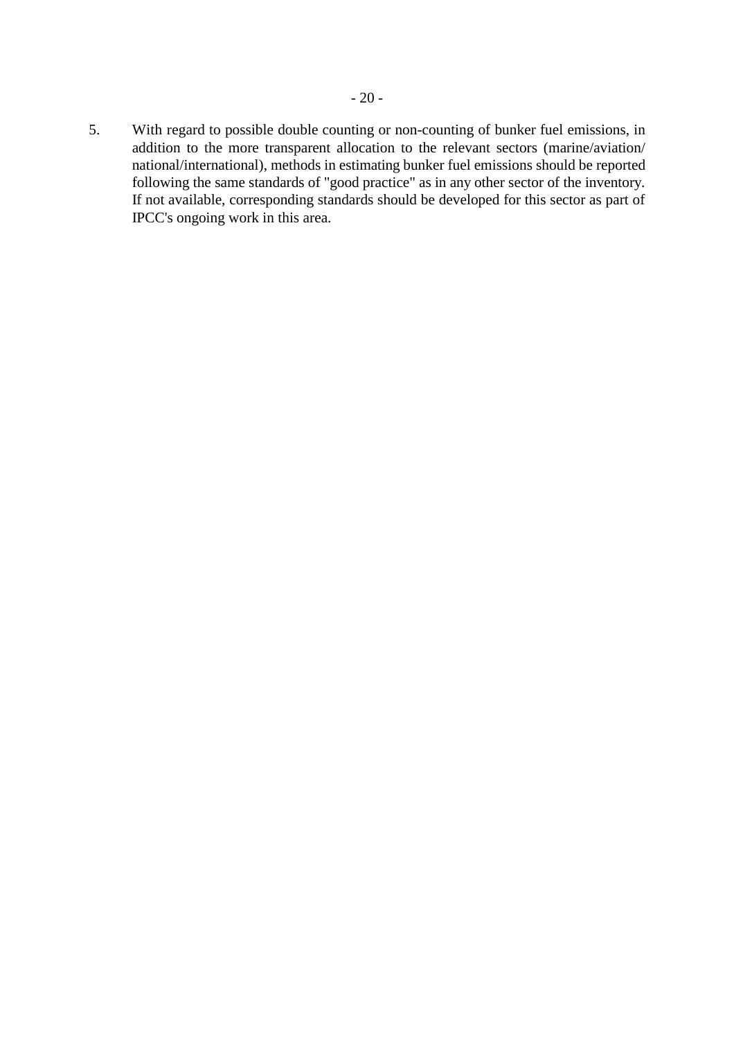5. With regard to possible double counting or non-counting of bunker fuel emissions, in addition to the more transparent allocation to the relevant sectors (marine/aviation/ national/international), methods in estimating bunker fuel emissions should be reported following the same standards of "good practice" as in any other sector of the inventory. If not available, corresponding standards should be developed for this sector as part of IPCC's ongoing work in this area.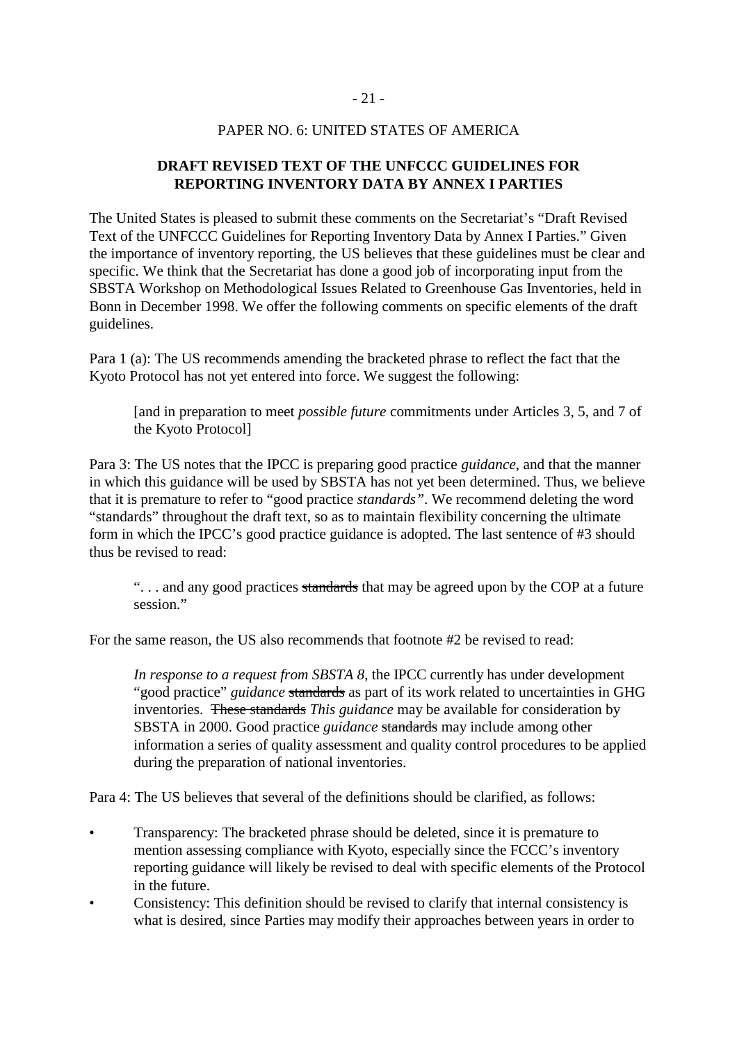PAPER NO. 6: UNITED STATES OF AMERICA

## DRAFT REVISED TEXT OF THE UNFCCC GUIDELINES FOR REPORTING INVENTORY DATA BY ANNEX I PARTIES

The United States is pleased to submit these comments on the Secretariat's "Draft Revised Text of the UNFCCC Guidelines for Reporting Inventory Data by Annex I Parties." Given the importance of inventory reporting, the US believes that these guidelines must be clear and specific. We think that the Secretariat has done a good job of incorporating input from the SBSTA Workshop on Methodological Issues Related to Greenhouse Gas Inventories, held in Bonn in December 1998. We offer the following comments on specific elements of the draft guidelines.

Para 1 (a): The US recommends amending the bracketed phrase to reflect the fact that the Kyoto Protocol has not yet entered into force. We suggest the following:

> [and in preparation to meet *possible future* commitments under Articles 3, 5, and 7 of the Kyoto Protocol]

Para 3: The US notes that the IPCC is preparing good practice *guidance*, and that the manner in which this guidance will be used by SBSTA has not yet been determined. Thus, we believe that it is premature to refer to "good practice *standards"*. We recommend deleting the word "standards" throughout the draft text, so as to maintain flexibility concerning the ultimate form in which the IPCC's good practice guidance is adopted. The last sentence of #3 should thus be revised to read:

> ". . . and any good practices ~~standards~~ that may be agreed upon by the COP at a future session."

For the same reason, the US also recommends that footnote #2 be revised to read:

> *In response to a request from SBSTA 8*, the IPCC currently has under development "good practice" *guidance* ~~standards~~ as part of its work related to uncertainties in GHG inventories. ~~These standards~~ *This guidance* may be available for consideration by SBSTA in 2000. Good practice *guidance* ~~standards~~ may include among other information a series of quality assessment and quality control procedures to be applied during the preparation of national inventories.

Para 4: The US believes that several of the definitions should be clarified, as follows:

- Transparency: The bracketed phrase should be deleted, since it is premature to mention assessing compliance with Kyoto, especially since the FCCC's inventory reporting guidance will likely be revised to deal with specific elements of the Protocol in the future.
- Consistency: This definition should be revised to clarify that internal consistency is what is desired, since Parties may modify their approaches between years in order to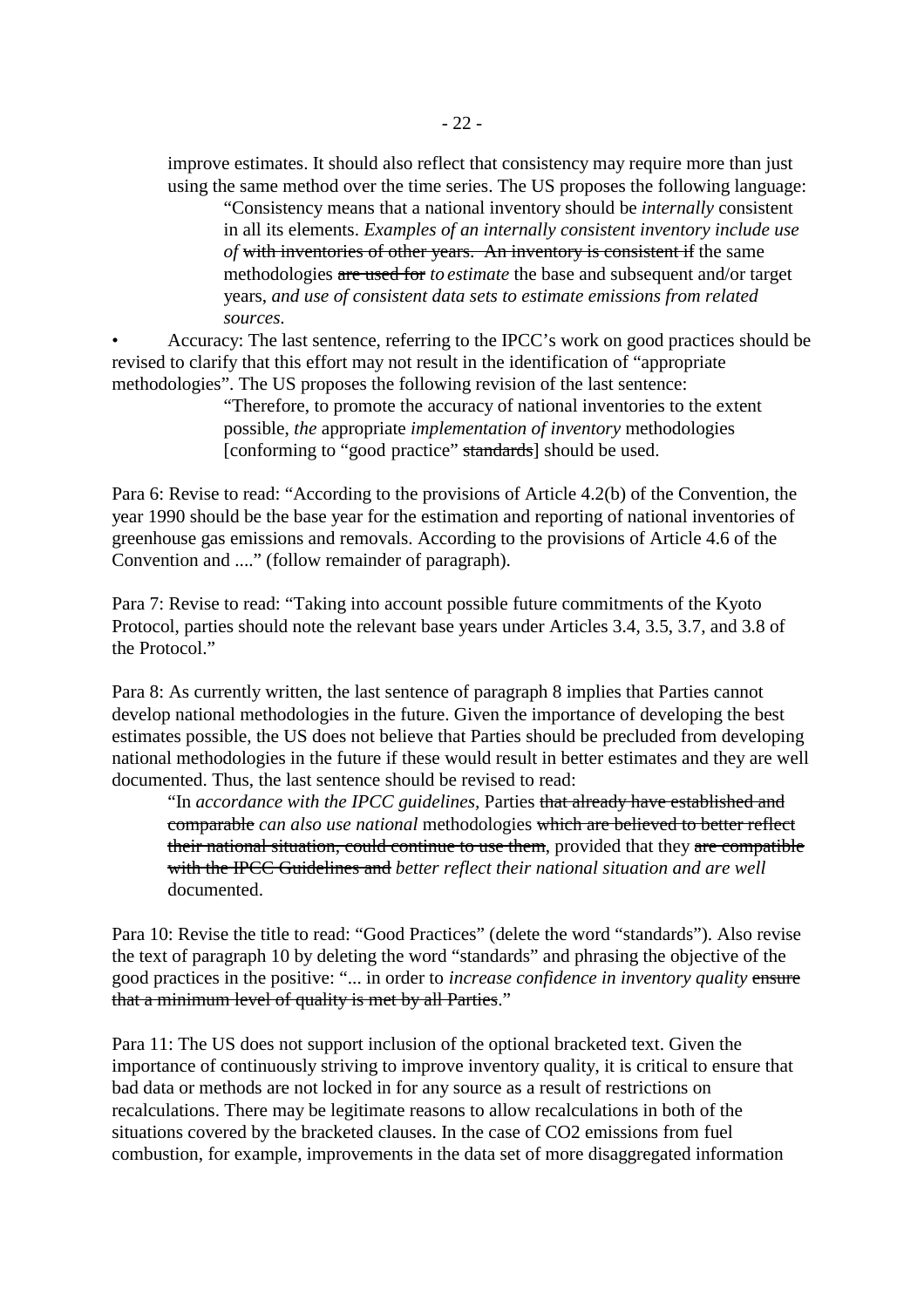improve estimates. It should also reflect that consistency may require more than just using the same method over the time series. The US proposes the following language:

> "Consistency means that a national inventory should be *internally* consistent in all its elements. *Examples of an internally consistent inventory include use of* ~~with inventories of other years. An inventory is consistent if~~ the same methodologies ~~are used for~~ *to estimate* the base and subsequent and/or target years, *and use of consistent data sets to estimate emissions from related sources.*

• Accuracy: The last sentence, referring to the IPCC's work on good practices should be revised to clarify that this effort may not result in the identification of "appropriate methodologies". The US proposes the following revision of the last sentence:

> "Therefore, to promote the accuracy of national inventories to the extent possible, *the* appropriate *implementation of inventory* methodologies [conforming to "good practice" ~~standards~~] should be used.

Para 6: Revise to read: "According to the provisions of Article 4.2(b) of the Convention, the year 1990 should be the base year for the estimation and reporting of national inventories of greenhouse gas emissions and removals. According to the provisions of Article 4.6 of the Convention and ...." (follow remainder of paragraph).

Para 7: Revise to read: "Taking into account possible future commitments of the Kyoto Protocol, parties should note the relevant base years under Articles 3.4, 3.5, 3.7, and 3.8 of the Protocol."

Para 8: As currently written, the last sentence of paragraph 8 implies that Parties cannot develop national methodologies in the future. Given the importance of developing the best estimates possible, the US does not believe that Parties should be precluded from developing national methodologies in the future if these would result in better estimates and they are well documented. Thus, the last sentence should be revised to read:

> "In *accordance with the IPCC guidelines*, Parties ~~that already have established and comparable~~ *can also use national* methodologies ~~which are believed to better reflect their national situation, could continue to use them~~, provided that they ~~are compatible with the IPCC Guidelines and~~ *better reflect their national situation and are well* documented.

Para 10: Revise the title to read: "Good Practices" (delete the word "standards"). Also revise the text of paragraph 10 by deleting the word "standards" and phrasing the objective of the good practices in the positive: "... in order to *increase confidence in inventory quality* ~~ensure that a minimum level of quality is met by all Parties~~."

Para 11: The US does not support inclusion of the optional bracketed text. Given the importance of continuously striving to improve inventory quality, it is critical to ensure that bad data or methods are not locked in for any source as a result of restrictions on recalculations. There may be legitimate reasons to allow recalculations in both of the situations covered by the bracketed clauses. In the case of $CO_2$ emissions from fuel combustion, for example, improvements in the data set of more disaggregated information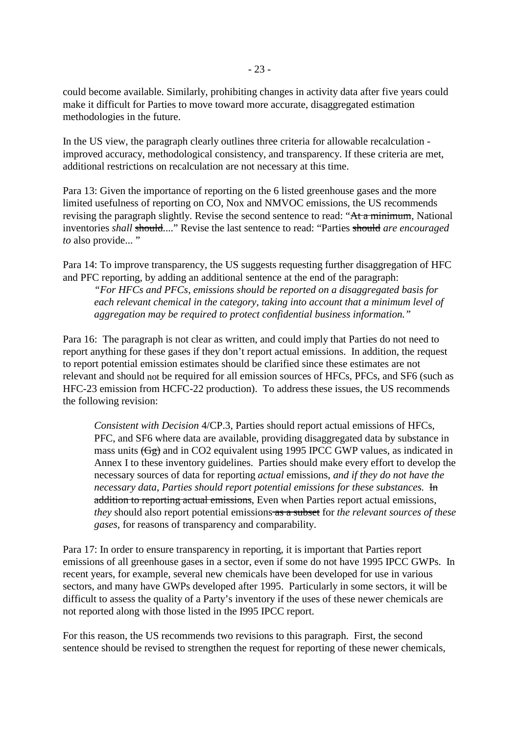could become available. Similarly, prohibiting changes in activity data after five years could make it difficult for Parties to move toward more accurate, disaggregated estimation methodologies in the future.

In the US view, the paragraph clearly outlines three criteria for allowable recalculation - improved accuracy, methodological consistency, and transparency. If these criteria are met, additional restrictions on recalculation are not necessary at this time.

Para 13: Given the importance of reporting on the 6 listed greenhouse gases and the more limited usefulness of reporting on CO, Nox and NMVOC emissions, the US recommends revising the paragraph slightly. Revise the second sentence to read: "~~At a minimum~~, National inventories *shall* ~~should~~...." Revise the last sentence to read: "Parties ~~should~~ *are encouraged to* also provide... "

Para 14: To improve transparency, the US suggests requesting further disaggregation of HFC and PFC reporting, by adding an additional sentence at the end of the paragraph:

> *"For HFCs and PFCs, emissions should be reported on a disaggregated basis for each relevant chemical in the category, taking into account that a minimum level of aggregation may be required to protect confidential business information."*

Para 16: The paragraph is not clear as written, and could imply that Parties do not need to report anything for these gases if they don't report actual emissions. In addition, the request to report potential emission estimates should be clarified since these estimates are not relevant and should not be required for all emission sources of HFCs, PFCs, and SF6 (such as HFC-23 emission from HCFC-22 production). To address these issues, the US recommends the following revision:

> *Consistent with Decision* 4/CP.3, Parties should report actual emissions of HFCs, PFC, and SF6 where data are available, providing disaggregated data by substance in mass units ~~(Gg)~~ and in CO2 equivalent using 1995 IPCC GWP values, as indicated in Annex I to these inventory guidelines. Parties should make every effort to develop the necessary sources of data for reporting *actual* emissions, *and if they do not have the necessary data, Parties should report potential emissions for these substances.* ~~In addition to reporting actual emissions~~, Even when Parties report actual emissions, *they* should also report potential emissions ~~as a subset~~ for *the relevant sources of these gases*, for reasons of transparency and comparability.

Para 17: In order to ensure transparency in reporting, it is important that Parties report emissions of all greenhouse gases in a sector, even if some do not have 1995 IPCC GWPs. In recent years, for example, several new chemicals have been developed for use in various sectors, and many have GWPs developed after 1995. Particularly in some sectors, it will be difficult to assess the quality of a Party's inventory if the uses of these newer chemicals are not reported along with those listed in the I995 IPCC report.

For this reason, the US recommends two revisions to this paragraph. First, the second sentence should be revised to strengthen the request for reporting of these newer chemicals,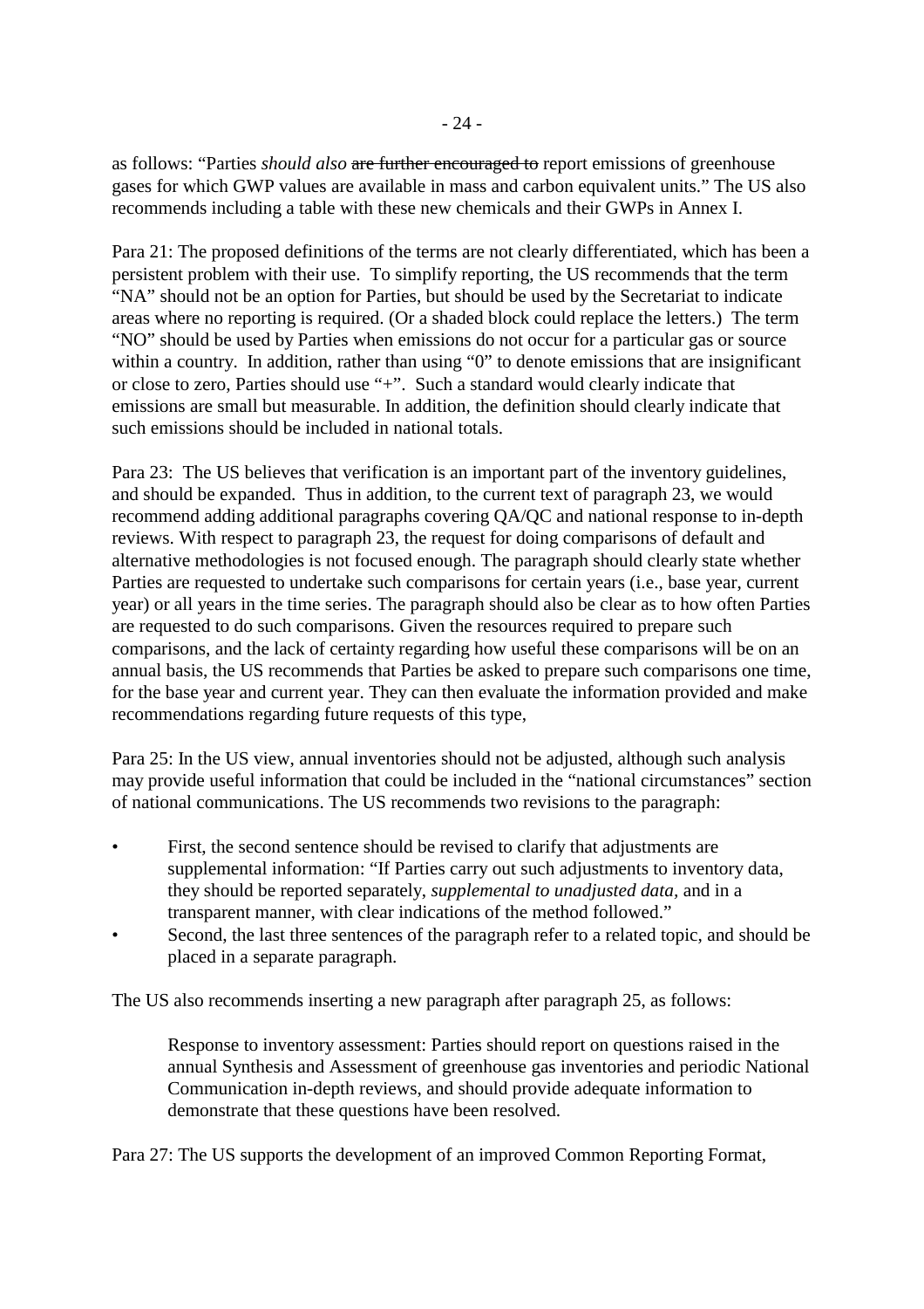as follows: "Parties *should also* ~~are further encouraged to~~ report emissions of greenhouse gases for which GWP values are available in mass and carbon equivalent units." The US also recommends including a table with these new chemicals and their GWPs in Annex I.

Para 21: The proposed definitions of the terms are not clearly differentiated, which has been a persistent problem with their use. To simplify reporting, the US recommends that the term "NA" should not be an option for Parties, but should be used by the Secretariat to indicate areas where no reporting is required. (Or a shaded block could replace the letters.) The term "NO" should be used by Parties when emissions do not occur for a particular gas or source within a country. In addition, rather than using "0" to denote emissions that are insignificant or close to zero, Parties should use "+". Such a standard would clearly indicate that emissions are small but measurable. In addition, the definition should clearly indicate that such emissions should be included in national totals.

Para 23: The US believes that verification is an important part of the inventory guidelines, and should be expanded. Thus in addition, to the current text of paragraph 23, we would recommend adding additional paragraphs covering QA/QC and national response to in-depth reviews. With respect to paragraph 23, the request for doing comparisons of default and alternative methodologies is not focused enough. The paragraph should clearly state whether Parties are requested to undertake such comparisons for certain years (i.e., base year, current year) or all years in the time series. The paragraph should also be clear as to how often Parties are requested to do such comparisons. Given the resources required to prepare such comparisons, and the lack of certainty regarding how useful these comparisons will be on an annual basis, the US recommends that Parties be asked to prepare such comparisons one time, for the base year and current year. They can then evaluate the information provided and make recommendations regarding future requests of this type,

Para 25: In the US view, annual inventories should not be adjusted, although such analysis may provide useful information that could be included in the "national circumstances" section of national communications. The US recommends two revisions to the paragraph:

- First, the second sentence should be revised to clarify that adjustments are supplemental information: "If Parties carry out such adjustments to inventory data, they should be reported separately, *supplemental to unadjusted data*, and in a transparent manner, with clear indications of the method followed."
- Second, the last three sentences of the paragraph refer to a related topic, and should be placed in a separate paragraph.

The US also recommends inserting a new paragraph after paragraph 25, as follows:

> Response to inventory assessment: Parties should report on questions raised in the annual Synthesis and Assessment of greenhouse gas inventories and periodic National Communication in-depth reviews, and should provide adequate information to demonstrate that these questions have been resolved.

Para 27: The US supports the development of an improved Common Reporting Format,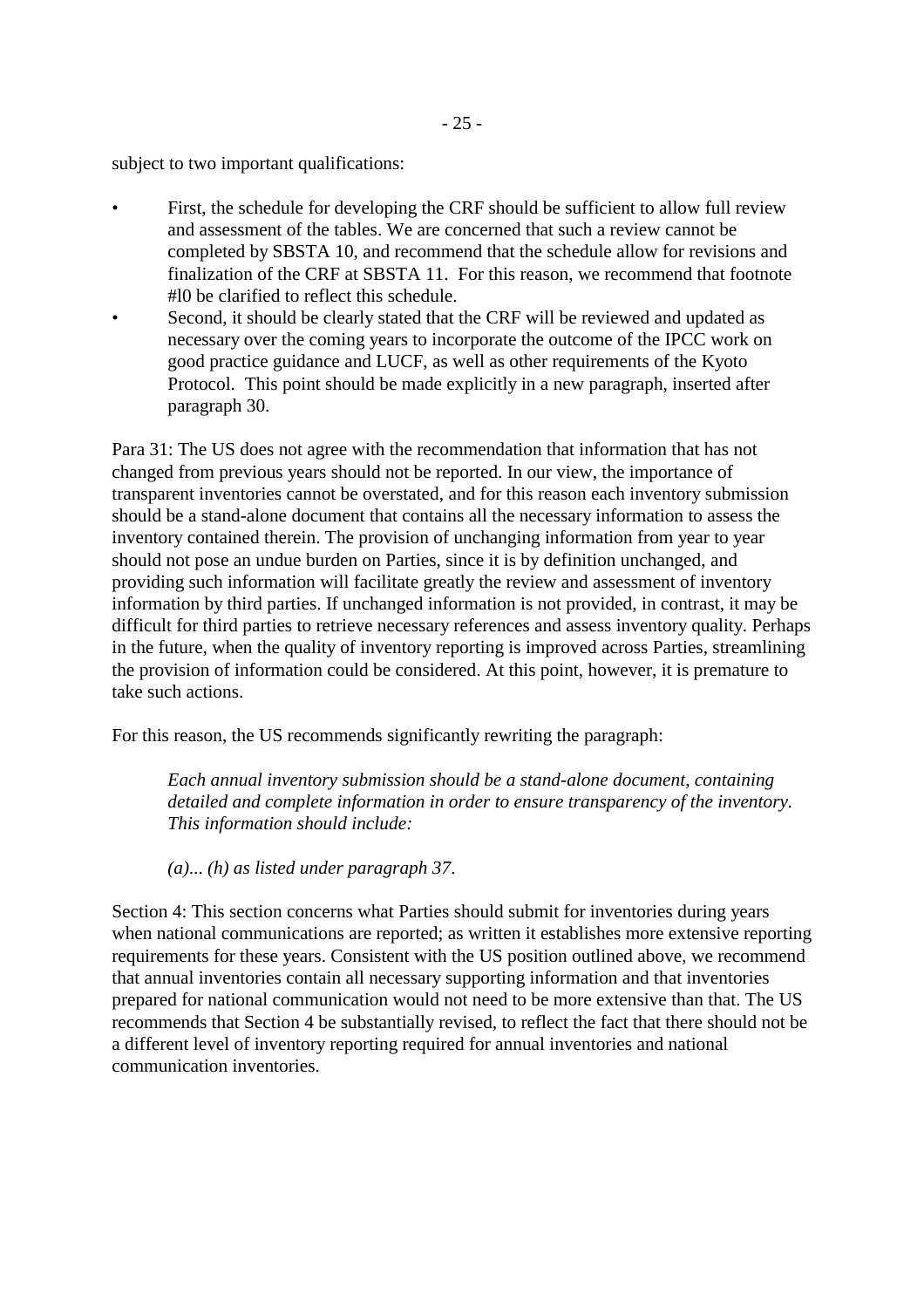subject to two important qualifications:

- First, the schedule for developing the CRF should be sufficient to allow full review and assessment of the tables. We are concerned that such a review cannot be completed by SBSTA 10, and recommend that the schedule allow for revisions and finalization of the CRF at SBSTA 11. For this reason, we recommend that footnote #l0 be clarified to reflect this schedule.
- Second, it should be clearly stated that the CRF will be reviewed and updated as necessary over the coming years to incorporate the outcome of the IPCC work on good practice guidance and LUCF, as well as other requirements of the Kyoto Protocol. This point should be made explicitly in a new paragraph, inserted after paragraph 30.

Para 31: The US does not agree with the recommendation that information that has not changed from previous years should not be reported. In our view, the importance of transparent inventories cannot be overstated, and for this reason each inventory submission should be a stand-alone document that contains all the necessary information to assess the inventory contained therein. The provision of unchanging information from year to year should not pose an undue burden on Parties, since it is by definition unchanged, and providing such information will facilitate greatly the review and assessment of inventory information by third parties. If unchanged information is not provided, in contrast, it may be difficult for third parties to retrieve necessary references and assess inventory quality. Perhaps in the future, when the quality of inventory reporting is improved across Parties, streamlining the provision of information could be considered. At this point, however, it is premature to take such actions.

For this reason, the US recommends significantly rewriting the paragraph:

> *Each annual inventory submission should be a stand-alone document, containing detailed and complete information in order to ensure transparency of the inventory. This information should include:*
>
> *(a)... (h) as listed under paragraph 37.*

Section 4: This section concerns what Parties should submit for inventories during years when national communications are reported; as written it establishes more extensive reporting requirements for these years. Consistent with the US position outlined above, we recommend that annual inventories contain all necessary supporting information and that inventories prepared for national communication would not need to be more extensive than that. The US recommends that Section 4 be substantially revised, to reflect the fact that there should not be a different level of inventory reporting required for annual inventories and national communication inventories.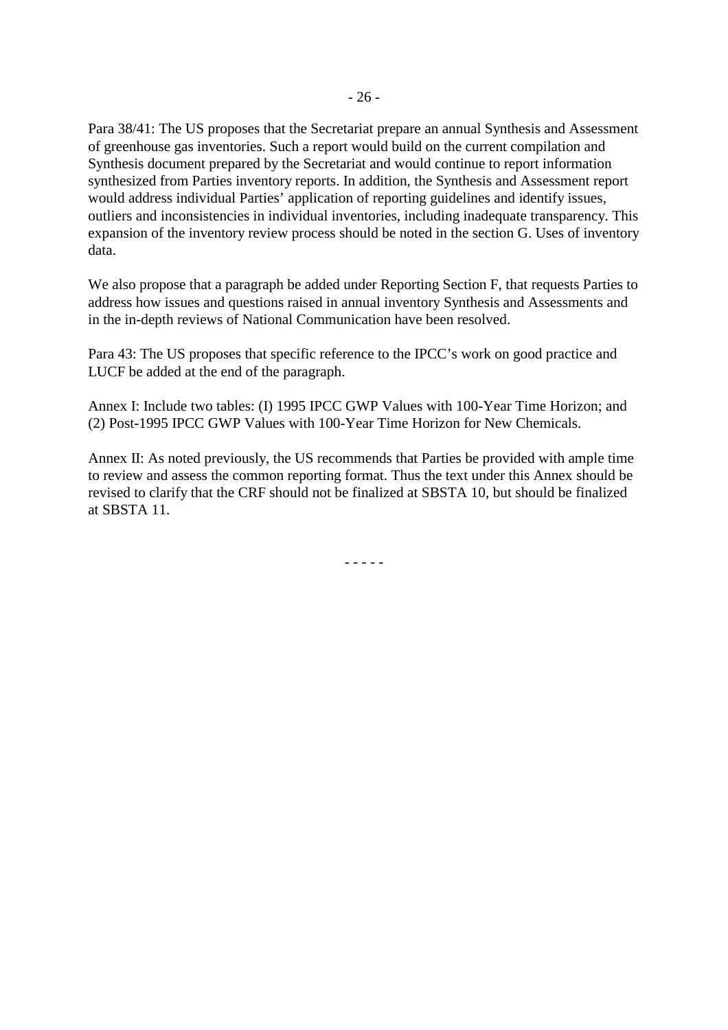Para 38/41: The US proposes that the Secretariat prepare an annual Synthesis and Assessment of greenhouse gas inventories. Such a report would build on the current compilation and Synthesis document prepared by the Secretariat and would continue to report information synthesized from Parties inventory reports. In addition, the Synthesis and Assessment report would address individual Parties' application of reporting guidelines and identify issues, outliers and inconsistencies in individual inventories, including inadequate transparency. This expansion of the inventory review process should be noted in the section G. Uses of inventory data.

We also propose that a paragraph be added under Reporting Section F, that requests Parties to address how issues and questions raised in annual inventory Synthesis and Assessments and in the in-depth reviews of National Communication have been resolved.

Para 43: The US proposes that specific reference to the IPCC's work on good practice and LUCF be added at the end of the paragraph.

Annex I: Include two tables: (I) 1995 IPCC GWP Values with 100-Year Time Horizon; and (2) Post-1995 IPCC GWP Values with 100-Year Time Horizon for New Chemicals.

Annex II: As noted previously, the US recommends that Parties be provided with ample time to review and assess the common reporting format. Thus the text under this Annex should be revised to clarify that the CRF should not be finalized at SBSTA 10, but should be finalized at SBSTA 11.

- - - - -